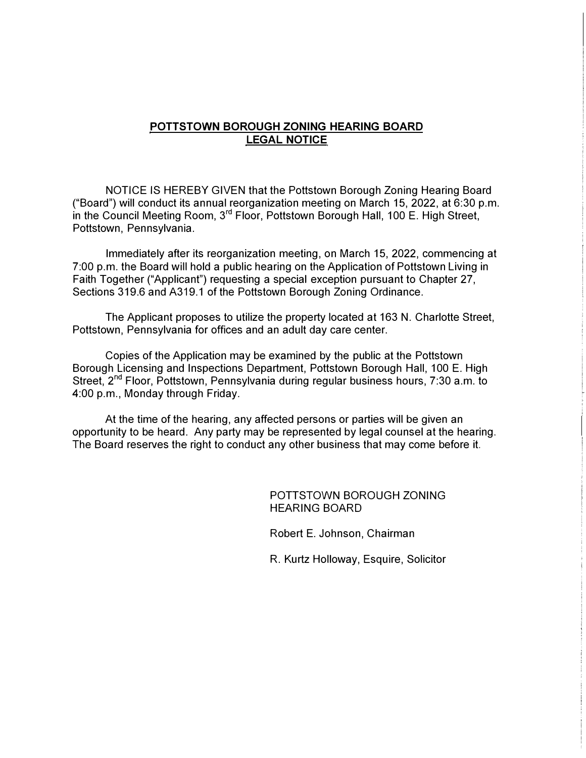**POTTSTOWN BOROUGH ZONING HEARING BOARD**
**LEGAL NOTICE**

NOTICE IS HEREBY GIVEN that the Pottstown Borough Zoning Hearing Board ("Board") will conduct its annual reorganization meeting on March 15, 2022, at 6:30 p.m. in the Council Meeting Room, 3rd Floor, Pottstown Borough Hall, 100 E. High Street, Pottstown, Pennsylvania.

Immediately after its reorganization meeting, on March 15, 2022, commencing at 7:00 p.m. the Board will hold a public hearing on the Application of Pottstown Living in Faith Together ("Applicant") requesting a special exception pursuant to Chapter 27, Sections 319.6 and A319.1 of the Pottstown Borough Zoning Ordinance.

The Applicant proposes to utilize the property located at 163 N. Charlotte Street, Pottstown, Pennsylvania for offices and an adult day care center.

Copies of the Application may be examined by the public at the Pottstown Borough Licensing and Inspections Department, Pottstown Borough Hall, 100 E. High Street, 2nd Floor, Pottstown, Pennsylvania during regular business hours, 7:30 a.m. to 4:00 p.m., Monday through Friday.

At the time of the hearing, any affected persons or parties will be given an opportunity to be heard. Any party may be represented by legal counsel at the hearing. The Board reserves the right to conduct any other business that may come before it.

POTTSTOWN BOROUGH ZONING HEARING BOARD

Robert E. Johnson, Chairman

R. Kurtz Holloway, Esquire, Solicitor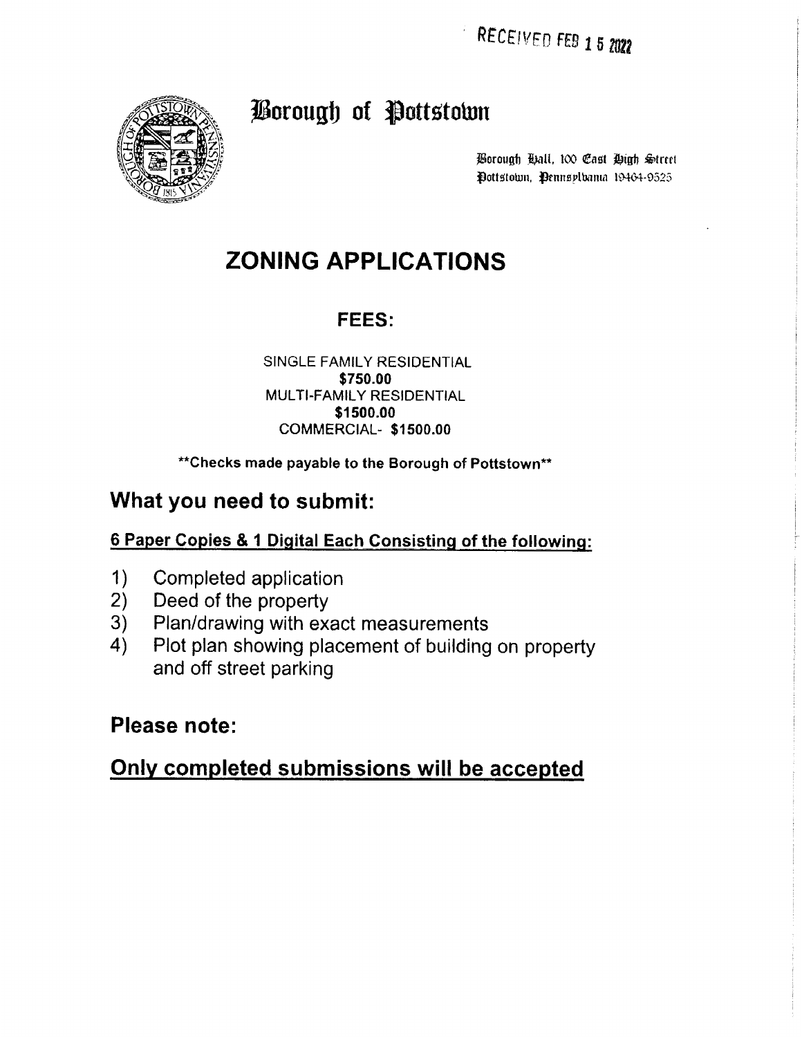RECEIVED FEB 15 2022

# Borough of Pottstown

Borough Hall, 100 East High Street
Pottstown, Pennsylvania 19464-9525

# ZONING APPLICATIONS

## FEES:

SINGLE FAMILY RESIDENTIAL
**$750.00**
MULTI-FAMILY RESIDENTIAL
**$1500.00**
COMMERCIAL- **$1500.00**

**\*\*Checks made payable to the Borough of Pottstown\*\***

## What you need to submit:

**6 Paper Copies & 1 Digital Each Consisting of the following:**

1) Completed application
2) Deed of the property
3) Plan/drawing with exact measurements
4) Plot plan showing placement of building on property and off street parking

## Please note:

## Only completed submissions will be accepted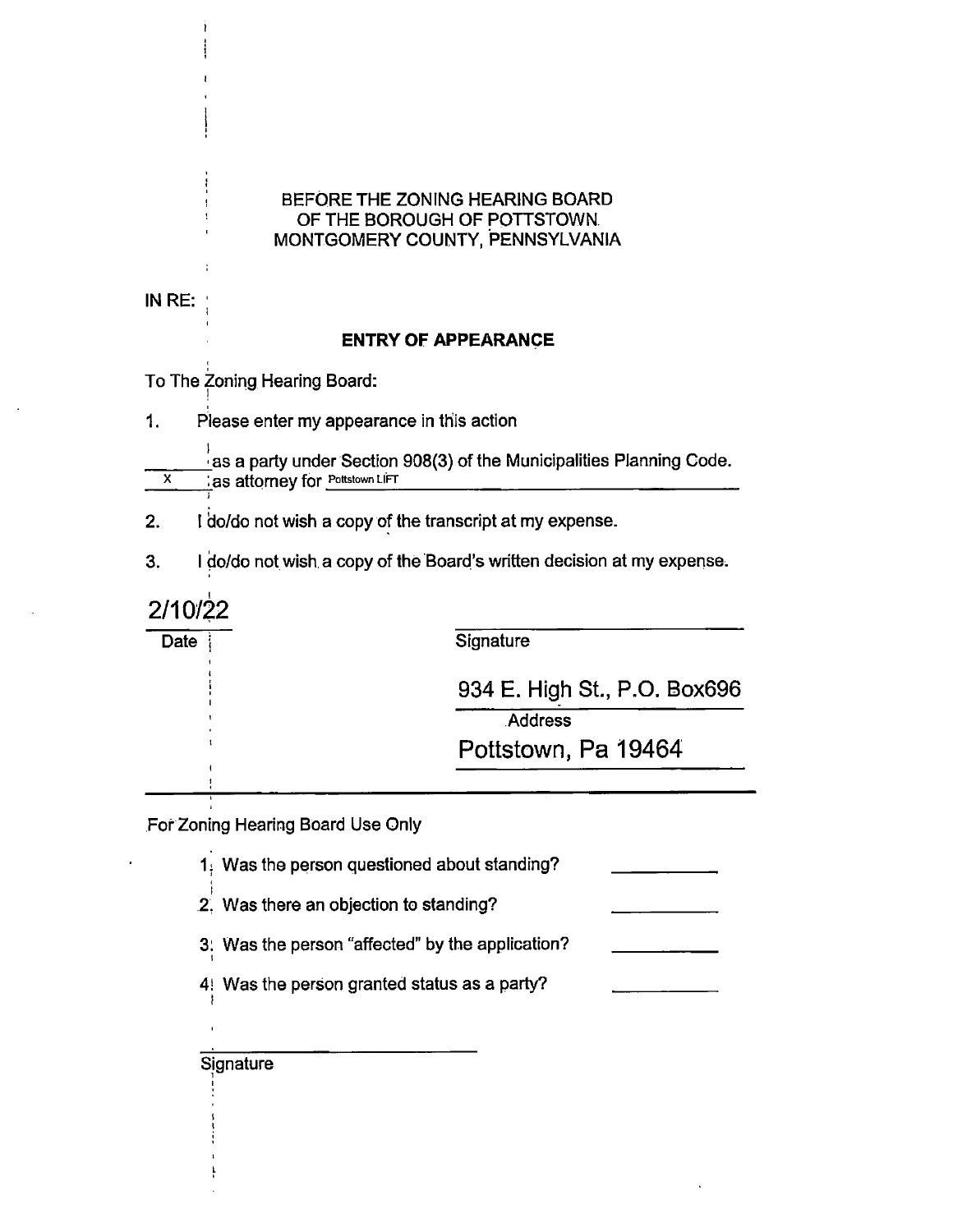BEFORE THE ZONING HEARING BOARD
OF THE BOROUGH OF POTTSTOWN
MONTGOMERY COUNTY, PENNSYLVANIA

IN RE:

**ENTRY OF APPEARANCE**

To The Zoning Hearing Board:

1. Please enter my appearance in this action

_______ as a party under Section 908(3) of the Municipalities Planning Code.
___X___ as attorney for Pottstown LIFT

2. I do/do not wish a copy of the transcript at my expense.

3. I do/do not wish a copy of the Board's written decision at my expense.

2/10/22
Date

_______________________
Signature

934 E. High St., P.O. Box696
Address

Pottstown, Pa 19464

For Zoning Hearing Board Use Only

1. Was the person questioned about standing? __________
2. Was there an objection to standing? __________
3. Was the person "affected" by the application? __________
4. Was the person granted status as a party? __________

_______________________
Signature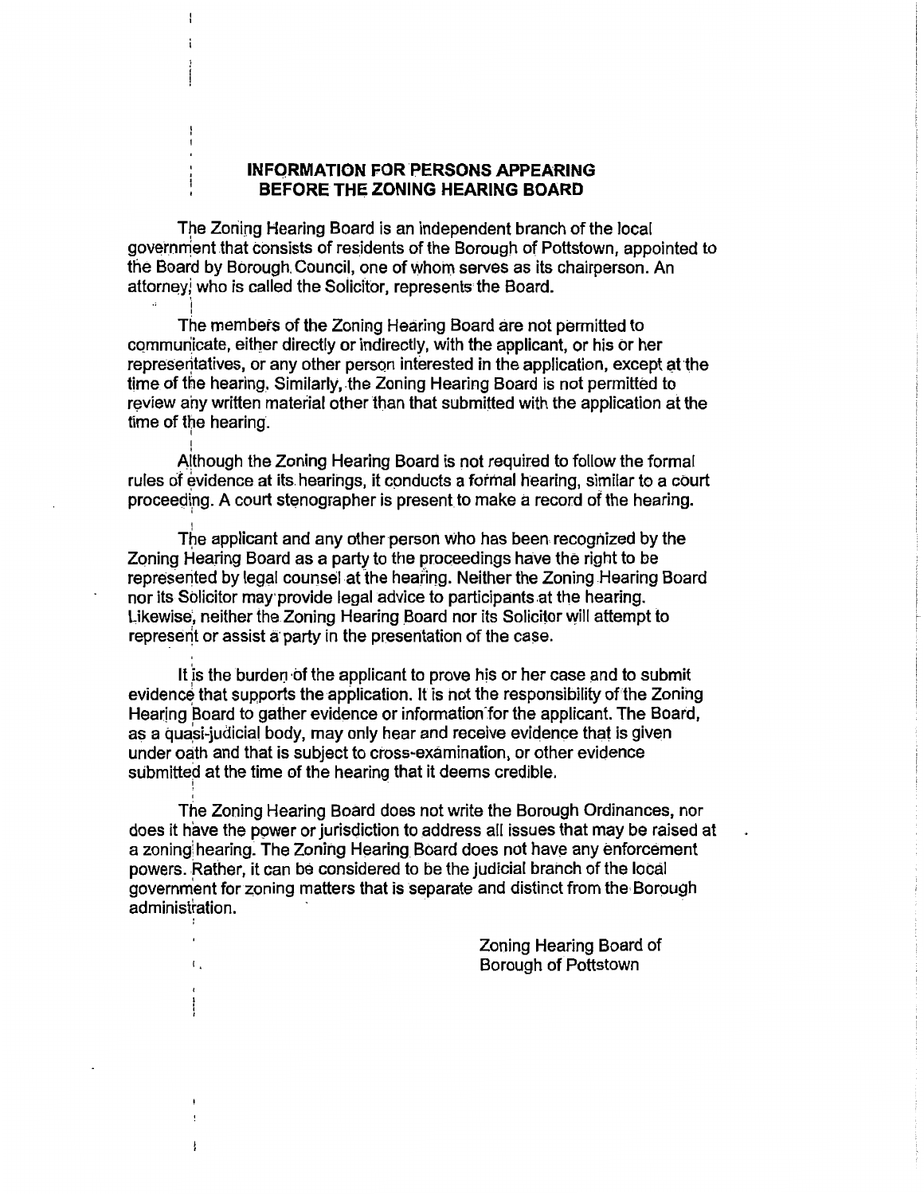## INFORMATION FOR PERSONS APPEARING BEFORE THE ZONING HEARING BOARD

The Zoning Hearing Board is an independent branch of the local government that consists of residents of the Borough of Pottstown, appointed to the Board by Borough Council, one of whom serves as its chairperson. An attorney, who is called the Solicitor, represents the Board.

The members of the Zoning Hearing Board are not permitted to communicate, either directly or indirectly, with the applicant, or his or her representatives, or any other person interested in the application, except at the time of the hearing. Similarly, the Zoning Hearing Board is not permitted to review any written material other than that submitted with the application at the time of the hearing.

Although the Zoning Hearing Board is not required to follow the formal rules of evidence at its hearings, it conducts a formal hearing, similar to a court proceeding. A court stenographer is present to make a record of the hearing.

The applicant and any other person who has been recognized by the Zoning Hearing Board as a party to the proceedings have the right to be represented by legal counsel at the hearing. Neither the Zoning Hearing Board nor its Solicitor may provide legal advice to participants at the hearing. Likewise, neither the Zoning Hearing Board nor its Solicitor will attempt to represent or assist a party in the presentation of the case.

It is the burden of the applicant to prove his or her case and to submit evidence that supports the application. It is not the responsibility of the Zoning Hearing Board to gather evidence or information for the applicant. The Board, as a quasi-judicial body, may only hear and receive evidence that is given under oath and that is subject to cross-examination, or other evidence submitted at the time of the hearing that it deems credible.

The Zoning Hearing Board does not write the Borough Ordinances, nor does it have the power or jurisdiction to address all issues that may be raised at a zoning hearing. The Zoning Hearing Board does not have any enforcement powers. Rather, it can be considered to be the judicial branch of the local government for zoning matters that is separate and distinct from the Borough administration.

Zoning Hearing Board of
Borough of Pottstown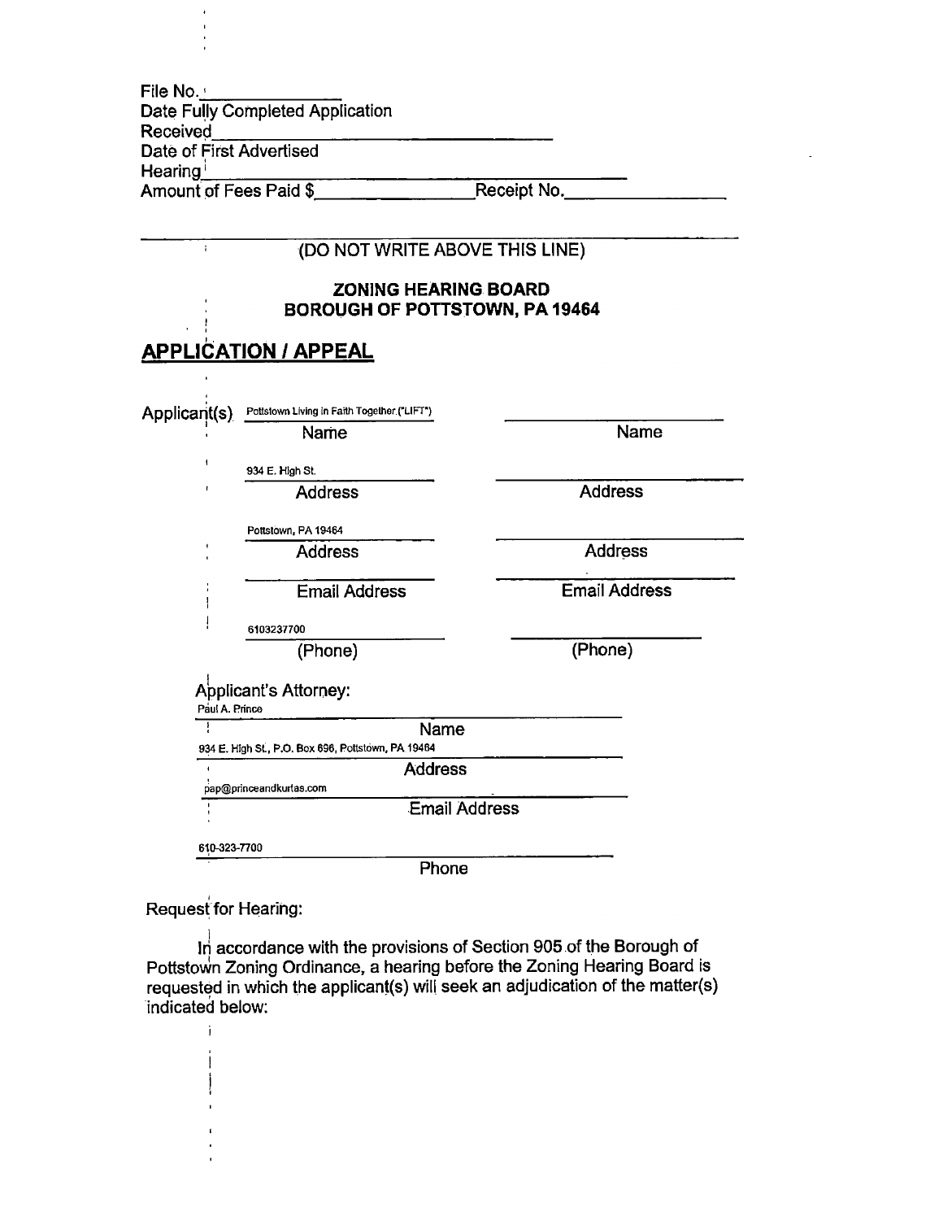File No. ______________
Date Fully Completed Application Received ______________________________
Date of First Advertised Hearing ______________________________
Amount of Fees Paid $______________ Receipt No.______________

(DO NOT WRITE ABOVE THIS LINE)

**ZONING HEARING BOARD**
**BOROUGH OF POTTSTOWN, PA 19464**

## APPLICATION / APPEAL

Applicant(s)

| | |
|---|---|
| Pottstown Living in Faith Together ("LIFT") | |
| Name | Name |
| 934 E. High St. | |
| Address | Address |
| Pottstown, PA 19464 | |
| Address | Address |
| | |
| Email Address | Email Address |
| 6103237700 | |
| (Phone) | (Phone) |

Applicant's Attorney:

Paul A. Prince
Name

934 E. High St., P.O. Box 696, Pottstown, PA 19464
Address

pap@princeandkurtas.com
Email Address

610-323-7700
Phone

Request for Hearing:

In accordance with the provisions of Section 905 of the Borough of Pottstown Zoning Ordinance, a hearing before the Zoning Hearing Board is requested in which the applicant(s) will seek an adjudication of the matter(s) indicated below: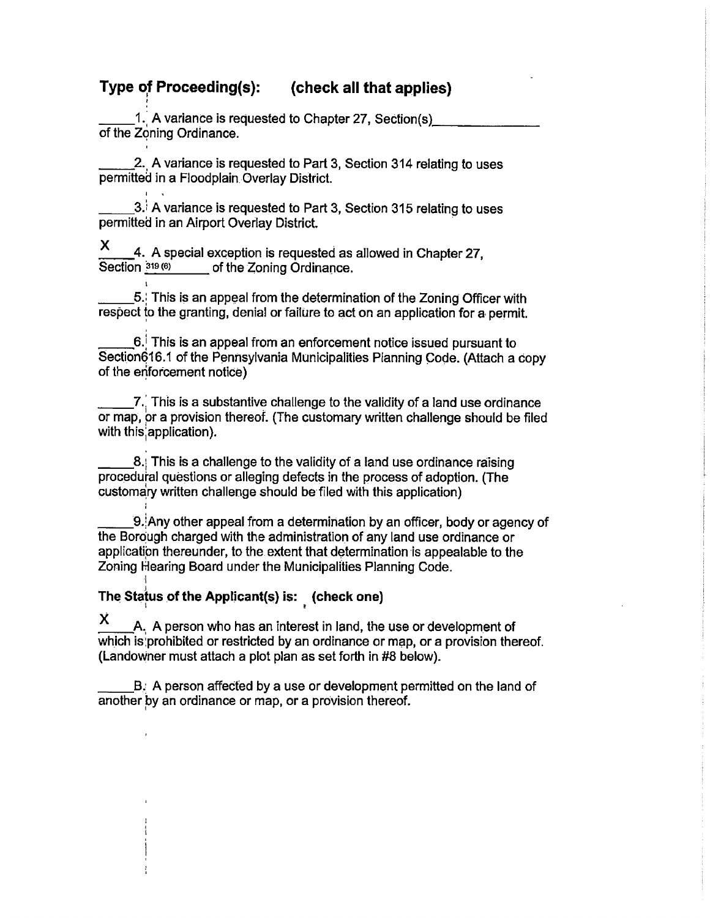## Type of Proceeding(s): (check all that applies)

_____1. A variance is requested to Chapter 27, Section(s)______________ of the Zoning Ordinance.

_____2. A variance is requested to Part 3, Section 314 relating to uses permitted in a Floodplain Overlay District.

_____3. A variance is requested to Part 3, Section 315 relating to uses permitted in an Airport Overlay District.

X 4. A special exception is requested as allowed in Chapter 27, Section 319 (6)______ of the Zoning Ordinance.

_____5. This is an appeal from the determination of the Zoning Officer with respect to the granting, denial or failure to act on an application for a permit.

_____6. This is an appeal from an enforcement notice issued pursuant to Section616.1 of the Pennsylvania Municipalities Planning Code. (Attach a copy of the enforcement notice)

_____7. This is a substantive challenge to the validity of a land use ordinance or map, or a provision thereof. (The customary written challenge should be filed with this application).

_____8. This is a challenge to the validity of a land use ordinance raising procedural questions or alleging defects in the process of adoption. (The customary written challenge should be filed with this application)

_____9. Any other appeal from a determination by an officer, body or agency of the Borough charged with the administration of any land use ordinance or application thereunder, to the extent that determination is appealable to the Zoning Hearing Board under the Municipalities Planning Code.

### The Status of the Applicant(s) is: (check one)

X A. A person who has an interest in land, the use or development of which is prohibited or restricted by an ordinance or map, or a provision thereof. (Landowner must attach a plot plan as set forth in #8 below).

_____B. A person affected by a use or development permitted on the land of another by an ordinance or map, or a provision thereof.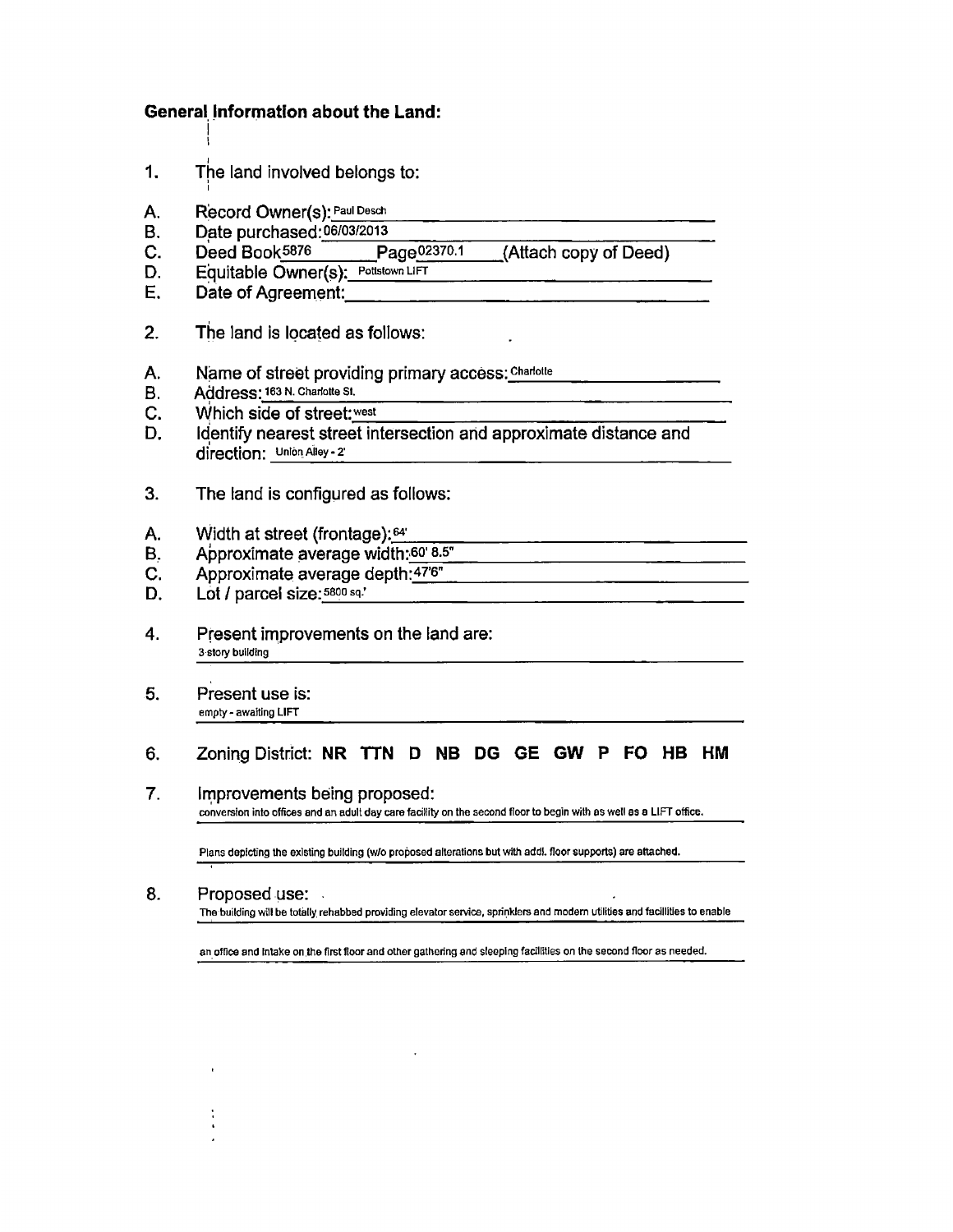## General Information about the Land:

1. The land involved belongs to:

A. Record Owner(s): Paul Desch
B. Date purchased: 06/03/2013
C. Deed Book 5876 Page 02370.1 (Attach copy of Deed)
D. Equitable Owner(s): Pottstown LIFT
E. Date of Agreement: \_\_\_\_\_\_\_\_\_\_

2. The land is located as follows:

A. Name of street providing primary access: Charlotte
B. Address: 163 N. Charlotte St.
C. Which side of street: west
D. Identify nearest street intersection and approximate distance and direction: Union Alley - 2'

3. The land is configured as follows:

A. Width at street (frontage): 64'
B. Approximate average width: 60' 8.5"
C. Approximate average depth: 47'6"
D. Lot / parcel size: 5800 sq.'

4. Present improvements on the land are:
   3 story building

5. Present use is:
   empty - awaiting LIFT

6. Zoning District: **NR TTN D NB DG GE GW P FO HB HM**

7. Improvements being proposed:
   conversion into offices and an adult day care facility on the second floor to begin with as well as a LIFT office.

   Plans depicting the existing building (w/o proposed alterations but with addl. floor supports) are attached.

8. Proposed use:
   The building will be totally rehabbed providing elevator service, sprinklers and modern utilities and facilities to enable

   an office and intake on the first floor and other gathering and sleeping facilities on the second floor as needed.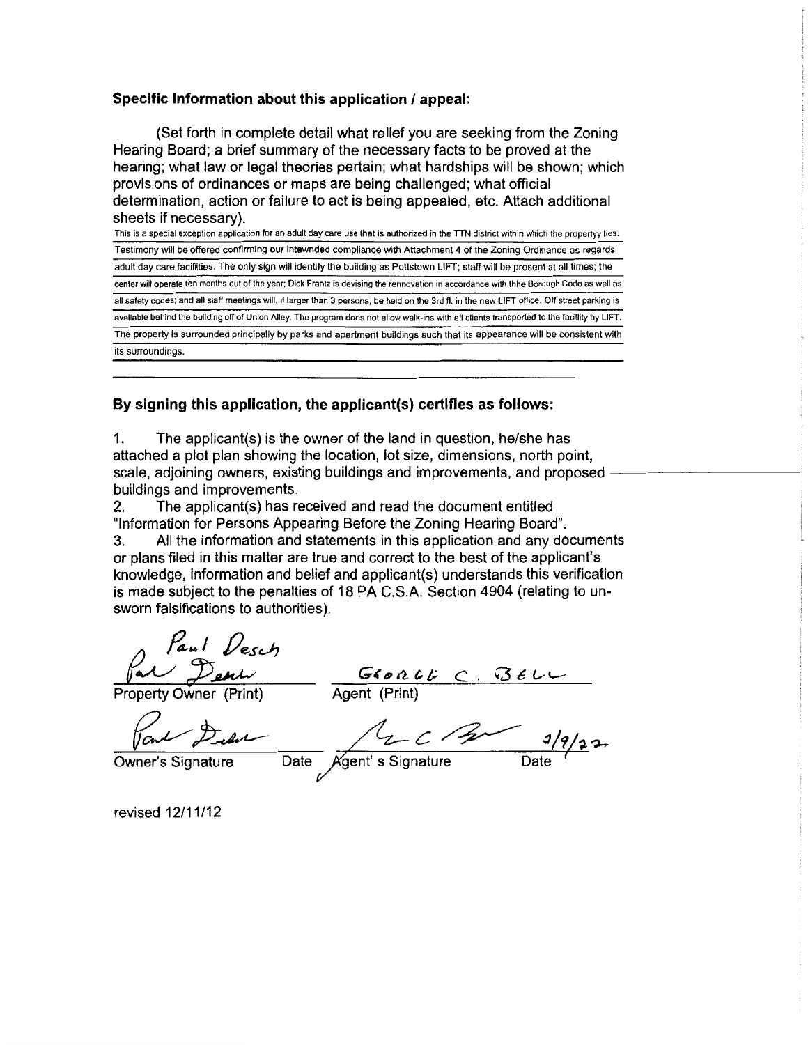### Specific Information about this application / appeal:

(Set forth in complete detail what relief you are seeking from the Zoning Hearing Board; a brief summary of the necessary facts to be proved at the hearing; what law or legal theories pertain; what hardships will be shown; which provisions of ordinances or maps are being challenged; what official determination, action or failure to act is being appealed, etc. Attach additional sheets if necessary).

This is a special exception application for an adult day care use that is authorized in the TTN district within which the propertyy lies. Testimony will be offered confirming our intewnded compliance with Attachment 4 of the Zoning Ordinance as regards adult day care facilities. The only sign will identify the building as Pottstown LIFT; staff will be present at all times; the center will operate ten months out of the year; Dick Frantz is devising the rennovation in accordance with thhe Borough Code as well as all safety codes; and all staff meetings will, if larger than 3 persons, be held on the 3rd fl. in the new LIFT office. Off street parking is available behind the building off of Union Alley. The program does not allow walk-ins with all clients transported to the facility by LIFT. The property is surrounded principally by parks and apartment buildings such that its appearance will be consistent with its surroundings.

### By signing this application, the applicant(s) certifies as follows:

1. The applicant(s) is the owner of the land in question, he/she has attached a plot plan showing the location, lot size, dimensions, north point, scale, adjoining owners, existing buildings and improvements, and proposed buildings and improvements.
2. The applicant(s) has received and read the document entitled "Information for Persons Appearing Before the Zoning Hearing Board".
3. All the information and statements in this application and any documents or plans filed in this matter are true and correct to the best of the applicant's knowledge, information and belief and applicant(s) understands this verification is made subject to the penalties of 18 PA C.S.A. Section 4904 (relating to unsworn falsifications to authorities).

Paul Desch

Property Owner (Print) — GEORGE C. BELL Agent (Print)

Owner's Signature Date — Agent' s Signature Date 2/9/22

revised 12/11/12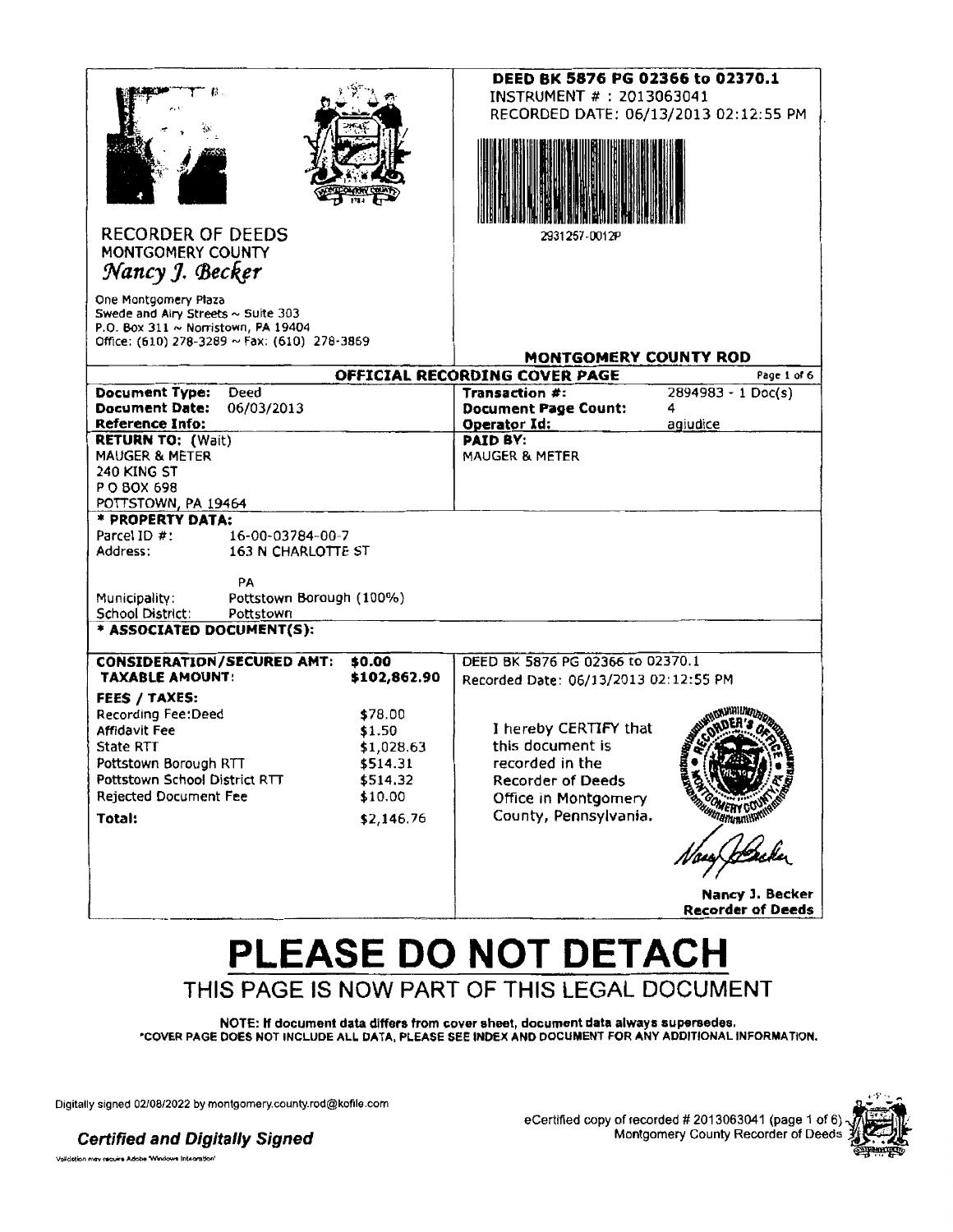**DEED BK 5876 PG 02366 to 02370.1**
INSTRUMENT # : 2013063041
RECORDED DATE: 06/13/2013 02:12:55 PM

2931257-0012P

RECORDER OF DEEDS
MONTGOMERY COUNTY
*Nancy J. Becker*

One Montgomery Plaza
Swede and Airy Streets ~ Suite 303
P.O. Box 311 ~ Norristown, PA 19404
Office: (610) 278-3289 ~ Fax: (610) 278-3869

**MONTGOMERY COUNTY ROD**

## OFFICIAL RECORDING COVER PAGE

Page 1 of 6

| | | | |
|---|---|---|---|
| **Document Type:** | Deed | **Transaction #:** | 2894983 - 1 Doc(s) |
| **Document Date:** | 06/03/2013 | **Document Page Count:** | 4 |
| **Reference Info:** | | **Operator Id:** | agiudice |

**RETURN TO:** (Wait)
MAUGER & METER
240 KING ST
P O BOX 698
POTTSTOWN, PA 19464

**PAID BY:**
MAUGER & METER

**\* PROPERTY DATA:**
Parcel ID #: 16-00-03784-00-7
Address: 163 N CHARLOTTE ST

PA
Municipality: Pottstown Borough (100%)
School District: Pottstown

**\* ASSOCIATED DOCUMENT(S):**

| | |
|---|---|
| **CONSIDERATION/SECURED AMT:** | **$0.00** |
| **TAXABLE AMOUNT:** | **$102,862.90** |
| **FEES / TAXES:** | |
| Recording Fee:Deed | $78.00 |
| Affidavit Fee | $1.50 |
| State RTT | $1,028.63 |
| Pottstown Borough RTT | $514.31 |
| Pottstown School District RTT | $514.32 |
| Rejected Document Fee | $10.00 |
| **Total:** | $2,146.76 |

DEED BK 5876 PG 02366 to 02370.1
Recorded Date: 06/13/2013 02:12:55 PM

I hereby CERTIFY that this document is recorded in the Recorder of Deeds Office in Montgomery County, Pennsylvania.

Nancy J. Becker
**Recorder of Deeds**

# PLEASE DO NOT DETACH

THIS PAGE IS NOW PART OF THIS LEGAL DOCUMENT

**NOTE: If document data differs from cover sheet, document data always supersedes.**
**\*COVER PAGE DOES NOT INCLUDE ALL DATA, PLEASE SEE INDEX AND DOCUMENT FOR ANY ADDITIONAL INFORMATION.**

Digitally signed 02/08/2022 by montgomery.county.rod@kofile.com

***Certified and Digitally Signed***

Validation may require Adobe 'Windows Integration'

eCertified copy of recorded # 2013063041 (page 1 of 6)
Montgomery County Recorder of Deeds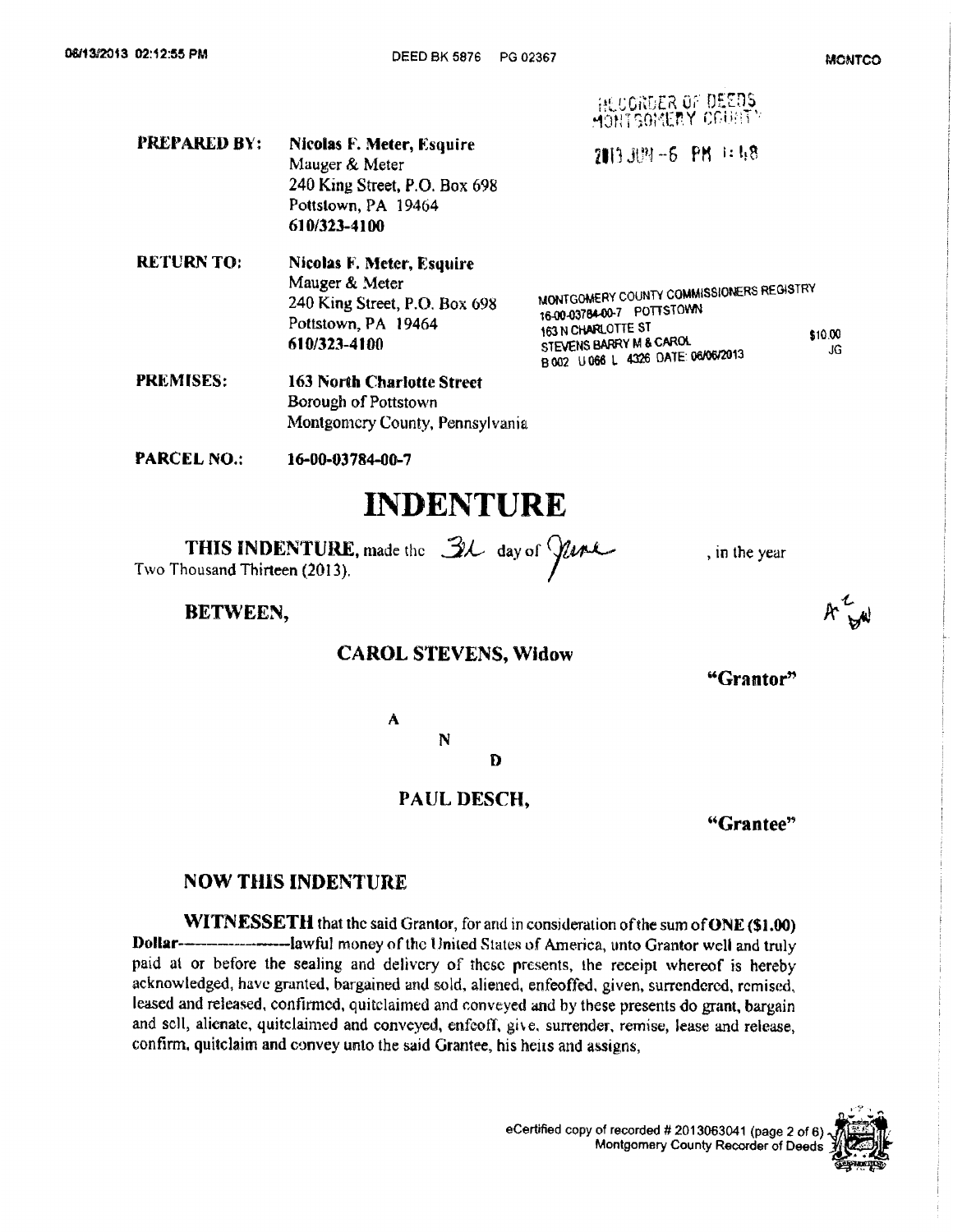RECORDER OF DEEDS
MONTGOMERY COUNTY

2013 JUN -6 PM 1:48

**PREPARED BY:** **Nicolas F. Meter, Esquire**
Mauger & Meter
240 King Street, P.O. Box 698
Pottstown, PA 19464
**610/323-4100**

**RETURN TO:** **Nicolas F. Meter, Esquire**
Mauger & Meter
240 King Street, P.O. Box 698
Pottstown, PA 19464
**610/323-4100**

MONTGOMERY COUNTY COMMISSIONERS REGISTRY
16-00-03784-00-7 POTTSTOWN
163 N CHARLOTTE ST
STEVENS BARRY M & CAROL $10.00
B 002 U 066 L 4326 DATE: 06/06/2013 JG

**PREMISES:** **163 North Charlotte Street**
Borough of Pottstown
Montgomery County, Pennsylvania

**PARCEL NO.:** **16-00-03784-00-7**

# INDENTURE

**THIS INDENTURE,** made the 3d day of June, in the year Two Thousand Thirteen (2013).

**BETWEEN,**

**CAROL STEVENS, Widow**

**"Grantor"**

A
N
D

**PAUL DESCH,**

**"Grantee"**

## NOW THIS INDENTURE

**WITNESSETH** that the said Grantor, for and in consideration of the sum of **ONE ($1.00) Dollar**----------------lawful money of the United States of America, unto Grantor well and truly paid at or before the sealing and delivery of these presents, the receipt whereof is hereby acknowledged, have granted, bargained and sold, aliened, enfeoffed, given, surrendered, remised, leased and released, confirmed, quitclaimed and conveyed and by these presents do grant, bargain and sell, alienate, quitclaimed and conveyed, enfeoff, give, surrender, remise, lease and release, confirm, quitclaim and convey unto the said Grantee, his heirs and assigns,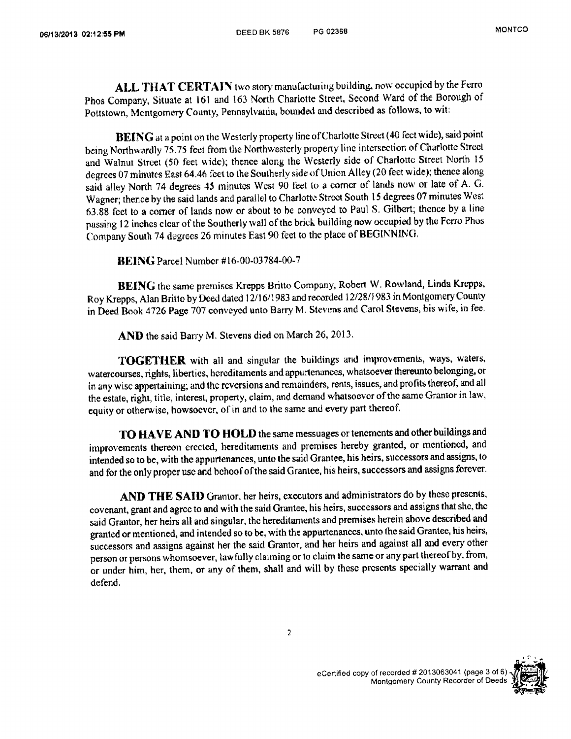**ALL THAT CERTAIN** two story manufacturing building, now occupied by the Ferro Phos Company, Situate at 161 and 163 North Charlotte Street, Second Ward of the Borough of Pottstown, Montgomery County, Pennsylvania, bounded and described as follows, to wit:

**BEING** at a point on the Westerly property line of Charlotte Street (40 feet wide), said point being Northwardly 75.75 feet from the Northwesterly property line intersection of Charlotte Street and Walnut Street (50 feet wide); thence along the Westerly side of Charlotte Street North 15 degrees 07 minutes East 64.46 feet to the Southerly side of Union Alley (20 feet wide); thence along said alley North 74 degrees 45 minutes West 90 feet to a corner of lands now or late of A. G. Wagner; thence by the said lands and parallel to Charlotte Street South 15 degrees 07 minutes West 63.88 feet to a corner of lands now or about to be conveyed to Paul S. Gilbert; thence by a line passing 12 inches clear of the Southerly wall of the brick building now occupied by the Ferro Phos Company South 74 degrees 26 minutes East 90 feet to the place of BEGINNING.

**BEING** Parcel Number #16-00-03784-00-7

**BEING** the same premises Krepps Britto Company, Robert W. Rowland, Linda Krepps, Roy Krepps, Alan Britto by Deed dated 12/16/1983 and recorded 12/28/1983 in Montgomery County in Deed Book 4726 Page 707 conveyed unto Barry M. Stevens and Carol Stevens, his wife, in fee.

**AND** the said Barry M. Stevens died on March 26, 2013.

**TOGETHER** with all and singular the buildings and improvements, ways, waters, watercourses, rights, liberties, hereditaments and appurtenances, whatsoever thereunto belonging, or in any wise appertaining; and the reversions and remainders, rents, issues, and profits thereof, and all the estate, right, title, interest, property, claim, and demand whatsoever of the same Grantor in law, equity or otherwise, howsoever, of in and to the same and every part thereof.

**TO HAVE AND TO HOLD** the same messuages or tenements and other buildings and improvements thereon erected, hereditaments and premises hereby granted, or mentioned, and intended so to be, with the appurtenances, unto the said Grantee, his heirs, successors and assigns, to and for the only proper use and behoof of the said Grantee, his heirs, successors and assigns forever.

**AND THE SAID** Grantor, her heirs, executors and administrators do by these presents, covenant, grant and agree to and with the said Grantee, his heirs, successors and assigns that she, the said Grantor, her heirs all and singular, the hereditaments and premises herein above described and granted or mentioned, and intended so to be, with the appurtenances, unto the said Grantee, his heirs, successors and assigns against her the said Grantor, and her heirs and against all and every other person or persons whomsoever, lawfully claiming or to claim the same or any part thereof by, from, or under him, her, them, or any of them, shall and will by these presents specially warrant and defend.

eCertified copy of recorded # 2013063041 (page 3 of 6)
Montgomery County Recorder of Deeds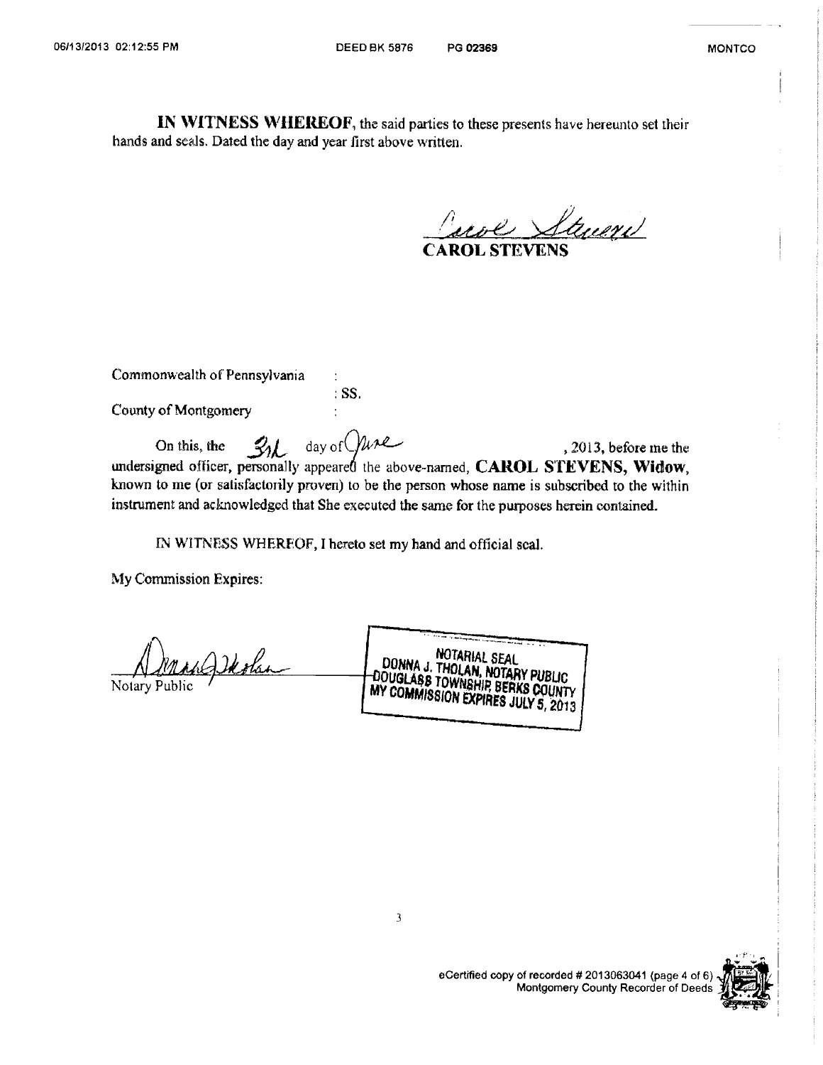**IN WITNESS WHEREOF**, the said parties to these presents have hereunto set their hands and seals. Dated the day and year first above written.

Carol Stevens

**CAROL STEVENS**

Commonwealth of Pennsylvania :
: SS.
County of Montgomery :

On this, the 31 day of June, 2013, before me the undersigned officer, personally appeared the above-named, **CAROL STEVENS, Widow**, known to me (or satisfactorily proven) to be the person whose name is subscribed to the within instrument and acknowledged that She executed the same for the purposes herein contained.

IN WITNESS WHEREOF, I hereto set my hand and official seal.

My Commission Expires:

Donna J. Tholan

Notary Public

NOTARIAL SEAL
DONNA J. THOLAN, NOTARY PUBLIC
DOUGLASS TOWNSHIP, BERKS COUNTY
MY COMMISSION EXPIRES JULY 5, 2013

eCertified copy of recorded # 2013063041 (page 4 of 6)
Montgomery County Recorder of Deeds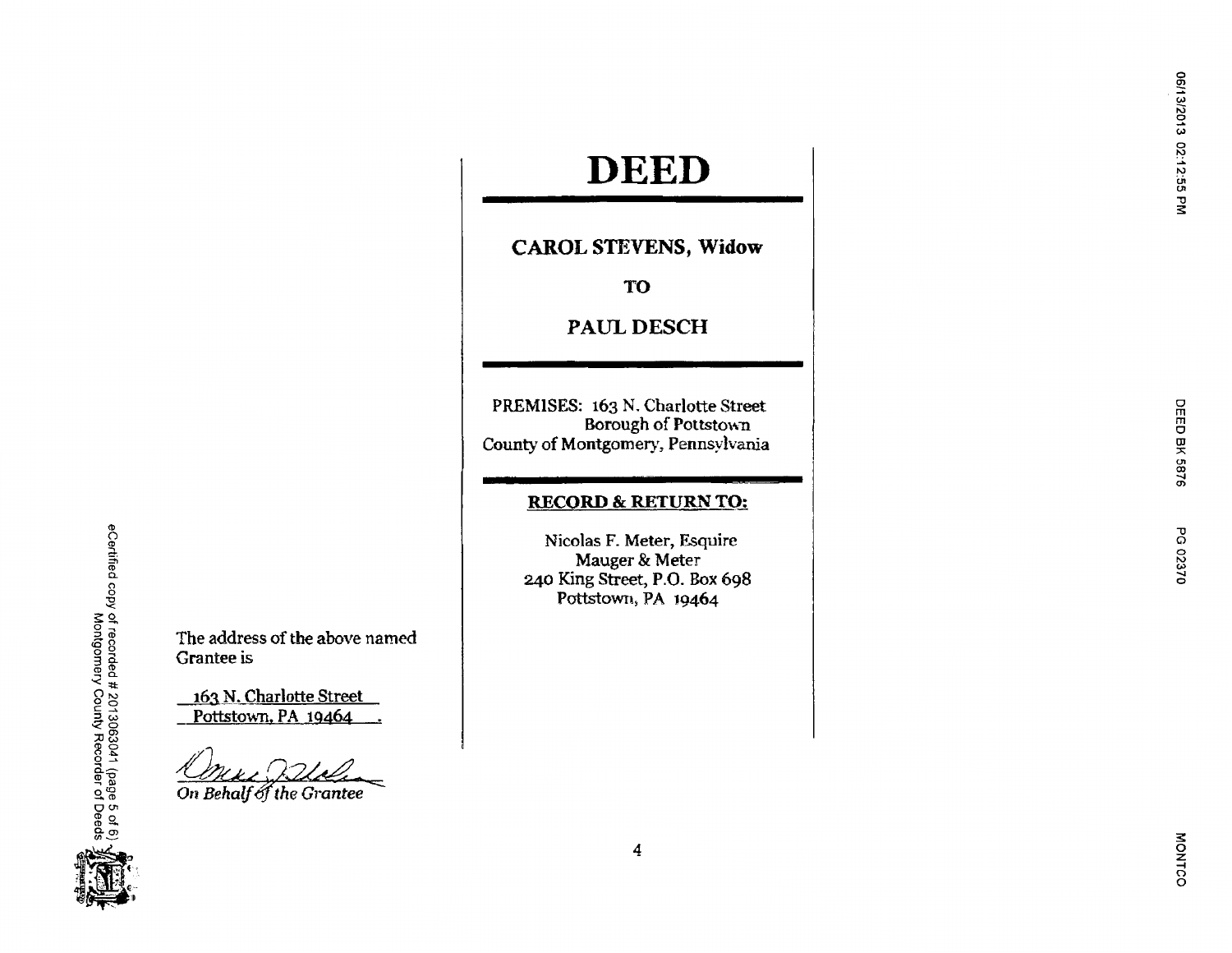# DEED

**CAROL STEVENS, Widow**

**TO**

**PAUL DESCH**

PREMISES: 163 N. Charlotte Street
Borough of Pottstown
County of Montgomery, Pennsylvania

**RECORD & RETURN TO:**

Nicolas F. Meter, Esquire
Mauger & Meter
240 King Street, P.O. Box 698
Pottstown, PA 19464

The address of the above named Grantee is

163 N. Charlotte Street
Pottstown, PA 19464 .

*On Behalf of the Grantee*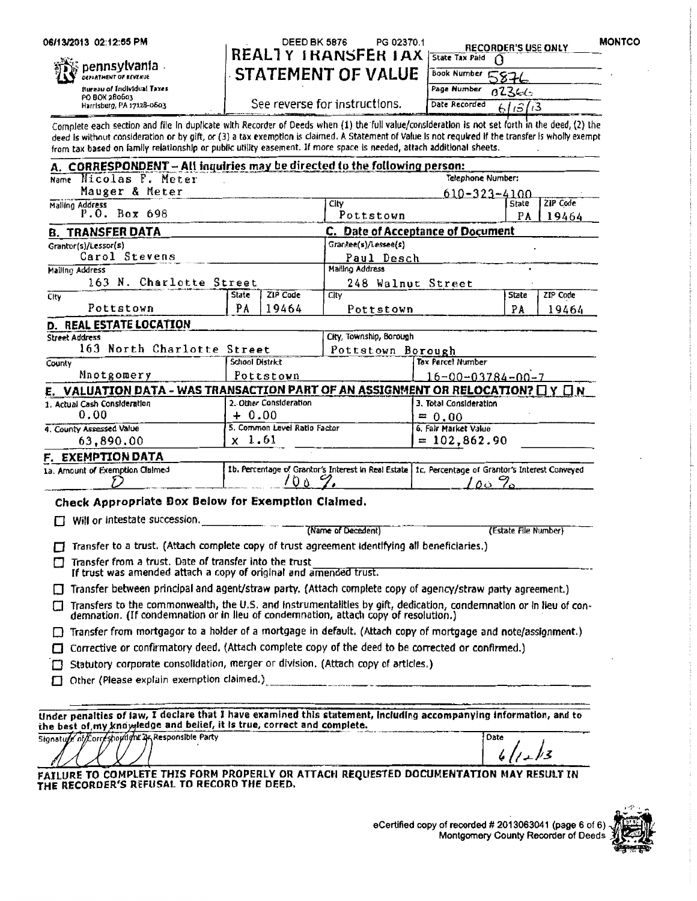06/13/2013 02:12:55 PM DEED BK 5876 PG 02370.1 MONTCO

pennsylvania
DEPARTMENT OF REVENUE
Bureau of Individual Taxes
PO BOX 280603
Harrisburg, PA 17128-0603

# REALTY TRANSFER TAX STATEMENT OF VALUE

See reverse for instructions.

| RECORDER'S USE ONLY | |
|---|---|
| State Tax Paid | 0 |
| Book Number | 5876 |
| Page Number | 02366 |
| Date Recorded | 6/13/13 |

Complete each section and file in duplicate with Recorder of Deeds when (1) the full value/consideration is not set forth in the deed, (2) the deed is without consideration or by gift, or (3) a tax exemption is claimed. A Statement of Value is not required if the transfer is wholly exempt from tax based on family relationship or public utility easement. If more space is needed, attach additional sheets.

## A. CORRESPONDENT – All inquiries may be directed to the following person:

| Name | | Telephone Number: | |
|---|---|---|---|
| Nicolas F. Meter<br>Mauger & Meter | | 610-323-4100 | |
| **Mailing Address** | **City** | **State** | **ZIP Code** |
| P.O. Box 698 | Pottstown | PA | 19464 |

## B. TRANSFER DATA / C. Date of Acceptance of Document

| Grantor(s)/Lessor(s) | | | Grantee(s)/Lessee(s) | | |
|---|---|---|---|---|---|
| Carol Stevens | | | Paul Desch | | |
| **Mailing Address** | | | **Mailing Address** | | |
| 163 N. Charlotte Street | | | 248 Walnut Street | | |
| **City** | **State** | **ZIP Code** | **City** | **State** | **ZIP Code** |
| Pottstown | PA | 19464 | Pottstown | PA | 19464 |

## D. REAL ESTATE LOCATION

| Street Address | | City, Township, Borough | |
|---|---|---|---|
| 163 North Charlotte Street | | Pottstown Borough | |
| **County** | **School District** | | **Tax Parcel Number** |
| Mnotgomery | Pottstown | | 16-00-03784-00-7 |

## E. VALUATION DATA - WAS TRANSACTION PART OF AN ASSIGNMENT OR RELOCATION? ☐ Y ☐ N

| 1. Actual Cash Consideration | 2. Other Consideration | 3. Total Consideration |
|---|---|---|
| 0.00 | + 0.00 | = 0.00 |
| **4. County Assessed Value** | **5. Common Level Ratio Factor** | **6. Fair Market Value** |
| 63,890.00 | x 1.61 | = 102,862.90 |

## F. EXEMPTION DATA

| 1a. Amount of Exemption Claimed | 1b. Percentage of Grantor's Interest in Real Estate | 1c. Percentage of Grantor's Interest Conveyed |
|---|---|---|
| 0 | 100 % | 100 % |

### Check Appropriate Box Below for Exemption Claimed.

- ☐ Will or intestate succession. ______________ (Name of Decedent) ______________ (Estate File Number)
- ☐ Transfer to a trust. (Attach complete copy of trust agreement identifying all beneficiaries.)
- ☐ Transfer from a trust. Date of transfer into the trust ______________
  If trust was amended attach a copy of original and amended trust.
- ☐ Transfer between principal and agent/straw party. (Attach complete copy of agency/straw party agreement.)
- ☐ Transfers to the commonwealth, the U.S. and instrumentalities by gift, dedication, condemnation or in lieu of condemnation. (If condemnation or in lieu of condemnation, attach copy of resolution.)
- ☐ Transfer from mortgagor to a holder of a mortgage in default. (Attach copy of mortgage and note/assignment.)
- ☐ Corrective or confirmatory deed. (Attach complete copy of the deed to be corrected or confirmed.)
- ☐ Statutory corporate consolidation, merger or division. (Attach copy of articles.)
- ☐ Other (Please explain exemption claimed.) ______________

**Under penalties of law, I declare that I have examined this statement, including accompanying information, and to the best of my knowledge and belief, it is true, correct and complete.**

Signature of Correspondent or Responsible Party: [signature] Date: 6/12/13

**FAILURE TO COMPLETE THIS FORM PROPERLY OR ATTACH REQUESTED DOCUMENTATION MAY RESULT IN THE RECORDER'S REFUSAL TO RECORD THE DEED.**

eCertified copy of recorded # 2013063041 (page 6 of 6)
Montgomery County Recorder of Deeds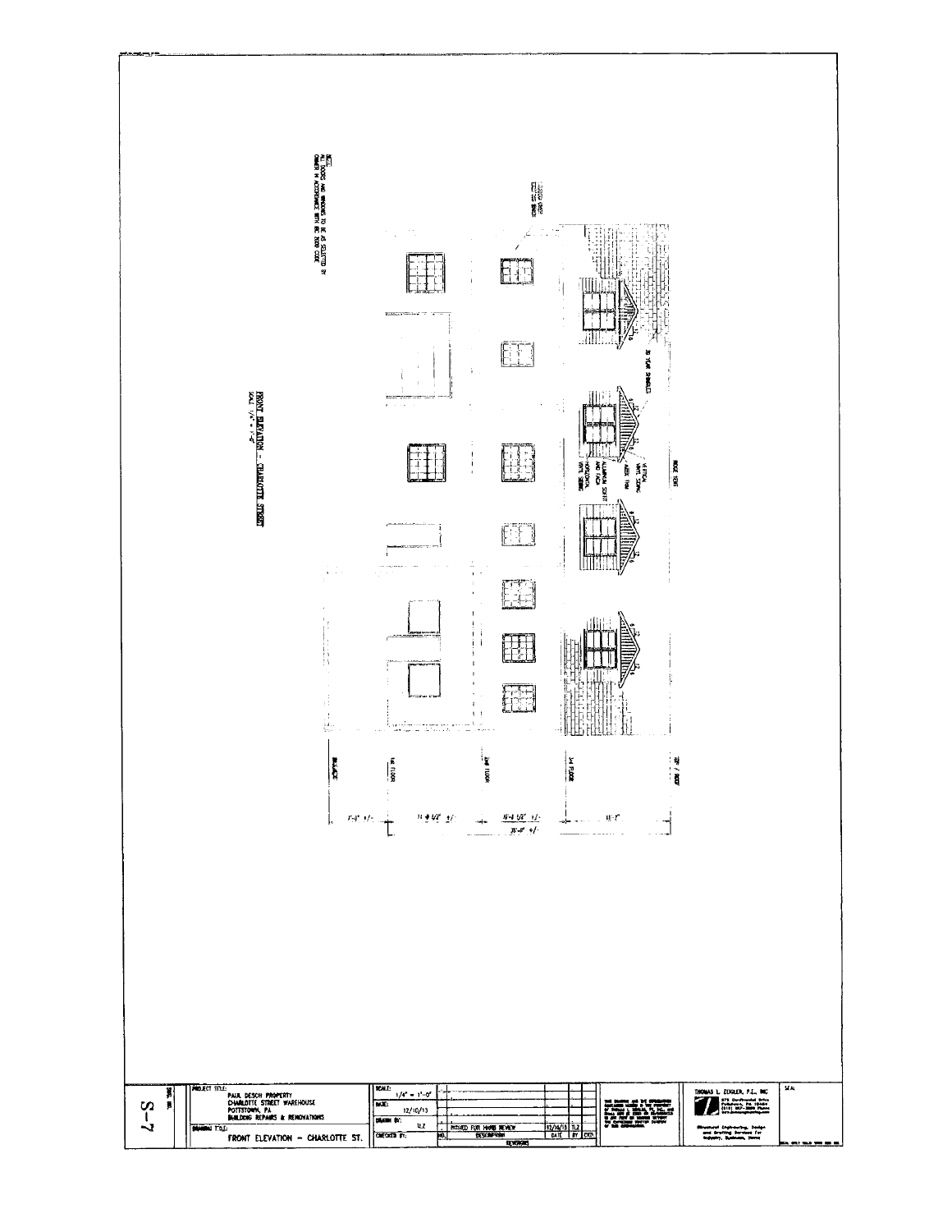NOTE:
ALL DOORS AND WINDOWS TO BE AS SELECTED BY OWNER IN ACCORDANCE WITH IBC 2009 CODE

FRONT ELEVATION - CHARLOTTE STREET
SCALE: 1/4" = 1'-0"

30 YEAR SHINGLES

RIDGE VENT

VERTICAL VINYL SIDING

ALUMINUM SOFFIT AND FACIA

HORIZONTAL VINYL SIDING

TOP / ROOF

3rd FLOOR

2nd FLOOR

1st FLOOR

SIDEWALK

7'-0" +/-

11'-8 1/2" +/-

11'-4 1/2" +/-

10'-0"

30'-0" +/-

PROJECT TITLE:
PAUL DESCH PROPERTY
CHARLOTTE STREET WAREHOUSE
POTTSTOWN, PA
BUILDING REPAIRS & RENOVATIONS

DRAWING TITLE:
FRONT ELEVATION - CHARLOTTE ST.

DWG. NO.
S-7

| SCALE: | 1/4" = 1'-0" |
|---|---|
| DATE: | 12/10/13 |
| DRAWN BY: | TLZ |
| CHECKED BY: | |

| NO. | DESCRIPTION | DATE | BY | CKD |
|---|---|---|---|---|
| | ISSUED FOR HARB REVIEW | 12/24/13 | TLZ | |

REVISIONS

THOMAS L. ZIEGLER, P.E., INC

Structural Engineering, Design and Drafting Services for Industry, Business, Home

SEAL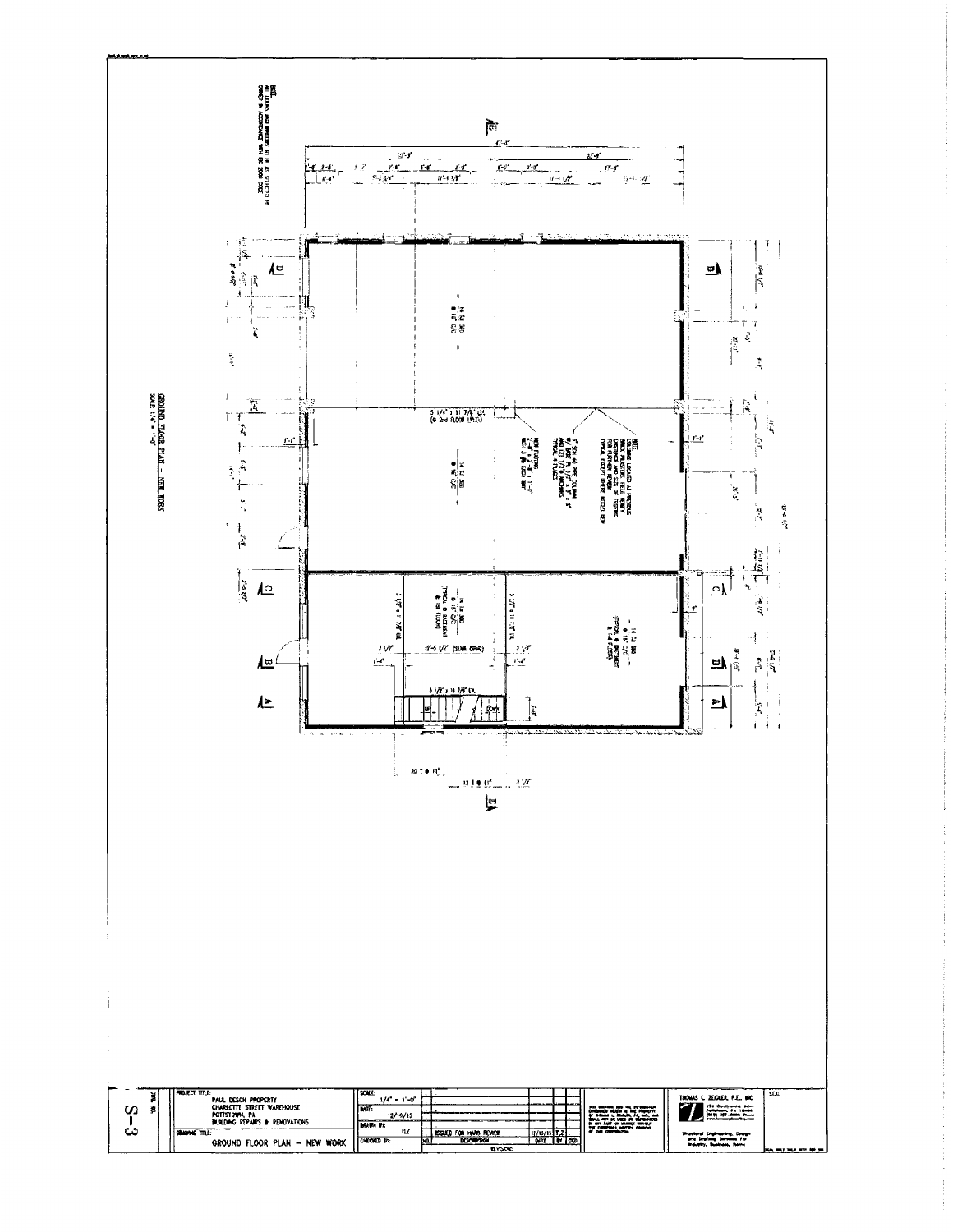NOTE:
ALL DOORS AND WINDOWS TO BE AS SELECTED BY OWNER IN ACCORDANCE WITH IBC 2009 CODE.

GROUND FLOOR PLAN - NEW WORK
SCALE: 1/4" = 1'-0"

14 SJ 300 @ 16" C/C

5 1/4" x 11 7/8" LVL (@ 2nd FLOOR LEVEL)

14 SJ 300 @ 16" C/C

NEW FOOTING 2'-6" x 2'-6" x 1'-0" W/ 3 #5 EACH WAY

3" SCH. 40 PIPE COLUMN W/ BASE PL 1/2" x 8" x 8" AND (2) 1/2" Ø ANCHORS. TYPICAL 4 PLACES

NOTE: COLUMNS LOCATED AT PREVIOUS COLUMN LOCATIONS. FIELD VERIFY EXISTENCE AND SIZE OF FOOTING FOR FURTHER REVIEW. TYPICAL EXCEPT WHERE NOTED NEW.

14 SJ 300 @ 16" C/C (TYPICAL @ BASEMENT @ 1st FLOOR)

3 1/2" x 11 7/8" LVL

10'-5 1/4" (STAIR OPNG)

3 1/2" x 11 7/8" LVL

14 SJ 300 @ 16" C/C (TYPICAL @ BASEMENT @ 1st FLOOR)

UP

DOWN

20 T @ 11"

13 R @ 11"

| PROJECT TITLE: PAUL DESCH PROPERTY, CHARLOTTE STREET WAREHOUSE, POTTSTOWN, PA, BUILDING REPAIRS & RENOVATIONS | SCALE: 1/4" = 1'-0" |
|---|---|
| DRAWING TITLE: GROUND FLOOR PLAN - NEW WORK | DATE: 12/10/15 |
| | DRAWN BY: TLZ |
| | CHECKED BY: |

| NO. | DESCRIPTION | DATE | BY | CKD. |
|---|---|---|---|---|
| | ISSUED FOR HARB REVIEW | 12/10/15 | TLZ | |
| | REVISIONS | | | |

THOMAS L. ZEIGLER, P.E., INC
Structural Engineering, Design and Drafting Services For Industry, Business, Home

DWG. NO. S-3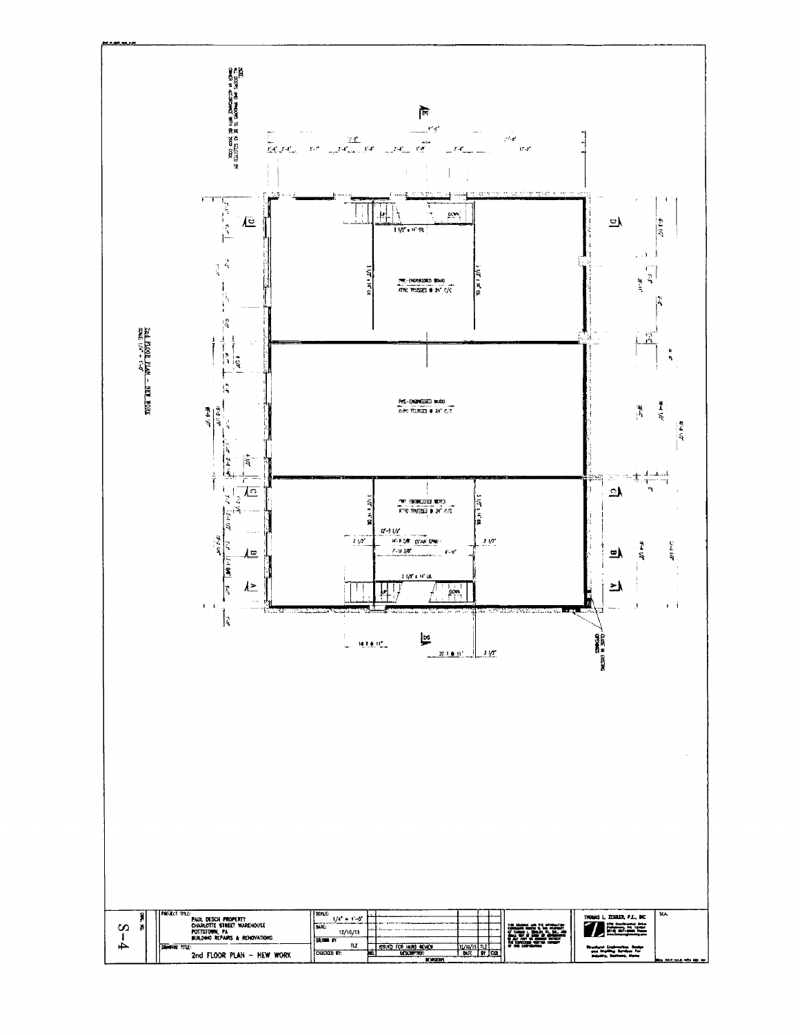NOTE:
ALL DOORS AND WINDOWS TO BE AS SELECTED BY OWNER IN ACCORDANCE WITH BE 2009 CODE

2nd FLOOR PLAN – NEW WORK
SCALE: 1/4" = 1'-0"

PRE-ENGINEERED WOOD ATTIC TRUSSES @ 24" O/C

1 1/2" x 14" LVL

PRE-ENGINEERED WOOD ATTIC TRUSSES @ 24" O/C

PRE-ENGINEERED WOOD ATTIC TRUSSES @ 24" O/C

UP

DOWN

EXISTING WINDOWS TO BE CLOSED

| PROJECT TITLE: PAUL DESCH PROPERTY CHARLOTTE STREET WAREHOUSE POTTSTOWN, PA BUILDING REPAIRS & RENOVATIONS | SCALE: 1/4" = 1'-0" |
|---|---|
| DRAWING TITLE: 2nd FLOOR PLAN – NEW WORK | DATE: 12/10/15 |
| | DRAWN BY: TLZ |
| | CHECKED BY: |

| NO. | DESCRIPTION | DATE | BY | CKD |
|---|---|---|---|---|
| | ISSUED FOR HARB REVIEW | 11/10/15 | TLZ | |

THOMAS L. ZIEGLER, P.E., INC.

Structural Engineering, Design and Drafting Services For Industry, Business, Home

DWG. NO. S-4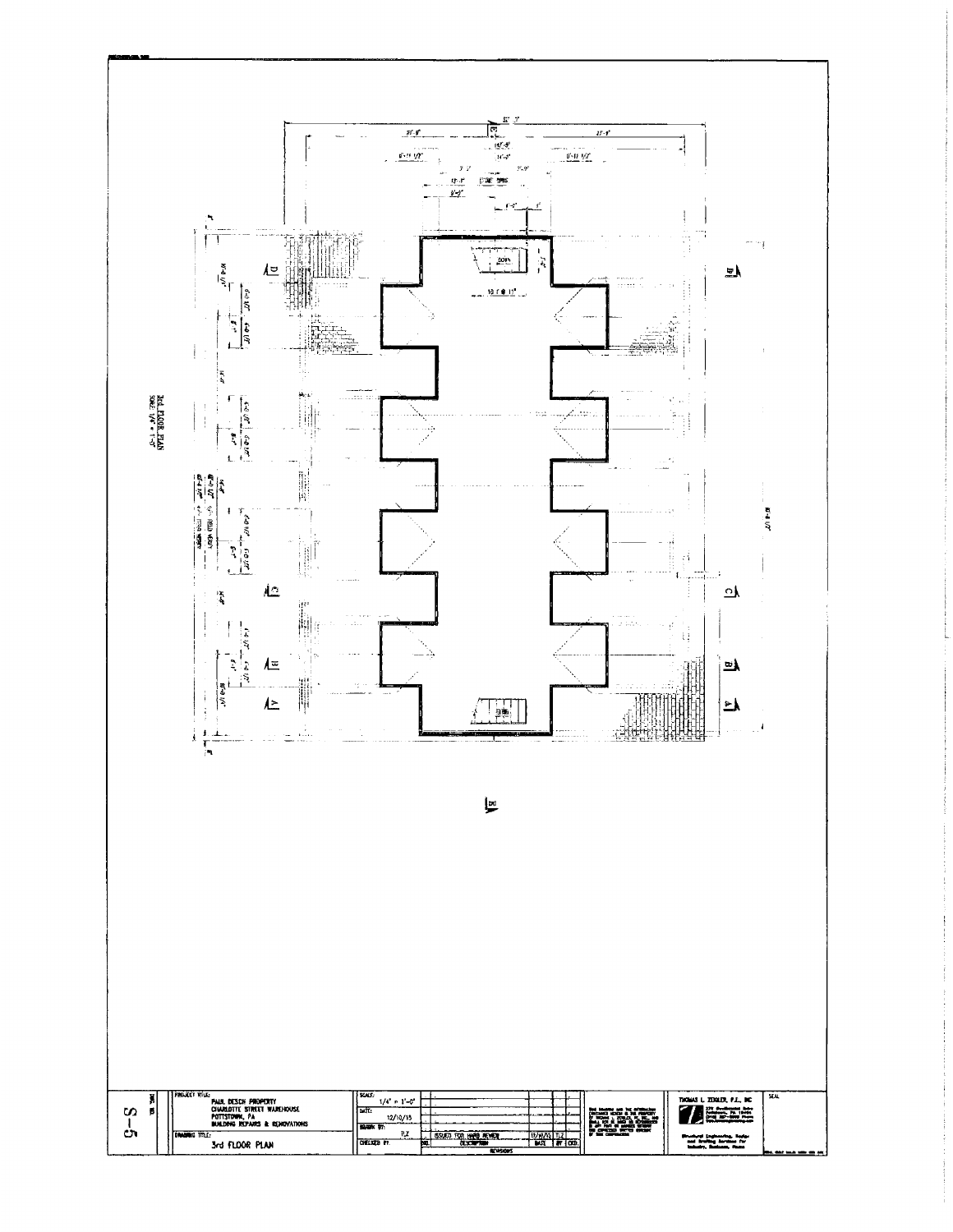3rd FLOOR PLAN
SCALE: 1/4" = 1'-0"

| DWG NO. | PROJECT TITLE: | SCALE: |
| --- | --- | --- |
| S-5 | PAUL DESCH PROPERTY<br>CHARLOTTE STREET WAREHOUSE<br>POTTSTOWN, PA<br>BUILDING REPAIRS & RENOVATIONS | 1/4" = 1'-0" |
| | DRAWING TITLE: | DATE: 12/10/15 |
| | 3rd FLOOR PLAN | DRAWN BY: TLZ |
| | | CHECKED BY: |

| NO. | DESCRIPTION | DATE | BY | CKD. |
| --- | --- | --- | --- | --- |
| | ISSUED FOR HARB REVIEW | 11/10/15 | TLZ | |

REVISIONS

THOMAS L. ZIEGLER, P.E., INC

Structural Engineering, Design and Drafting Services For Industry, Business, Home

SEAL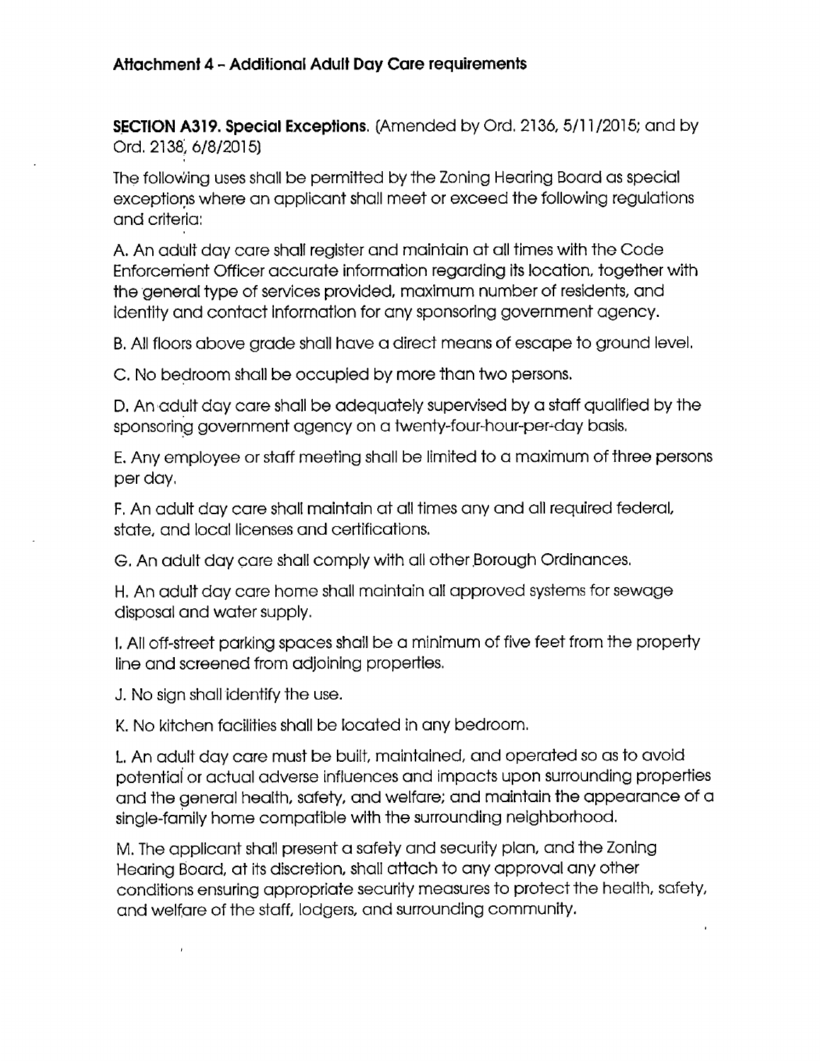## Attachment 4 – Additional Adult Day Care requirements

**SECTION A319. Special Exceptions.** (Amended by Ord. 2136, 5/11/2015; and by Ord. 2138, 6/8/2015)

The following uses shall be permitted by the Zoning Hearing Board as special exceptions where an applicant shall meet or exceed the following regulations and criteria:

A. An adult day care shall register and maintain at all times with the Code Enforcement Officer accurate information regarding its location, together with the general type of services provided, maximum number of residents, and identity and contact information for any sponsoring government agency.

B. All floors above grade shall have a direct means of escape to ground level.

C. No bedroom shall be occupied by more than two persons.

D. An adult day care shall be adequately supervised by a staff qualified by the sponsoring government agency on a twenty-four-hour-per-day basis.

E. Any employee or staff meeting shall be limited to a maximum of three persons per day.

F. An adult day care shall maintain at all times any and all required federal, state, and local licenses and certifications.

G. An adult day care shall comply with all other Borough Ordinances.

H. An adult day care home shall maintain all approved systems for sewage disposal and water supply.

I. All off-street parking spaces shall be a minimum of five feet from the property line and screened from adjoining properties.

J. No sign shall identify the use.

K. No kitchen facilities shall be located in any bedroom.

L. An adult day care must be built, maintained, and operated so as to avoid potential or actual adverse influences and impacts upon surrounding properties and the general health, safety, and welfare; and maintain the appearance of a single-family home compatible with the surrounding neighborhood.

M. The applicant shall present a safety and security plan, and the Zoning Hearing Board, at its discretion, shall attach to any approval any other conditions ensuring appropriate security measures to protect the health, safety, and welfare of the staff, lodgers, and surrounding community.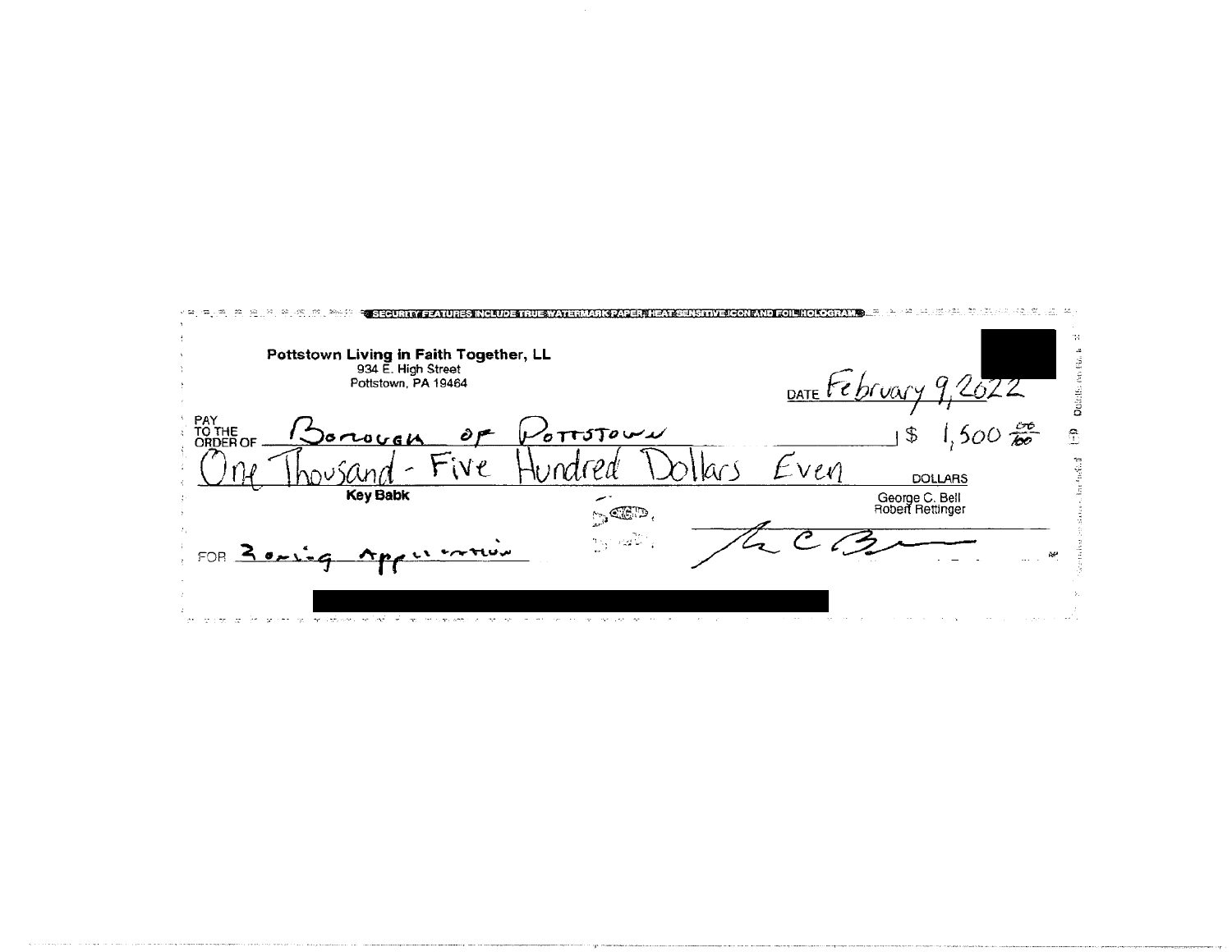SECURITY FEATURES INCLUDE TRUE WATERMARK PAPER, HEAT SENSITIVE ICON AND FOIL HOLOGRAM.

**Pottstown Living in Faith Together, LL**
934 E. High Street
Pottstown, PA 19464

DATE February 9, 2022

PAY TO THE ORDER OF Borough of Pottstown $ 1,500 $\frac{00}{100}$

One Thousand - Five Hundred Dollars Even DOLLARS

**Key Babk**

George C. Bell
Robert Rettinger

FOR Zoning Application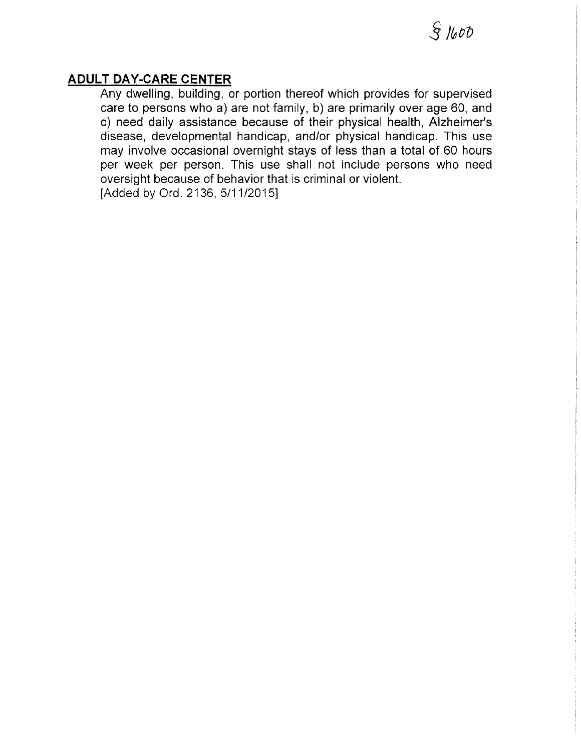§ 1600

## ADULT DAY-CARE CENTER

Any dwelling, building, or portion thereof which provides for supervised care to persons who a) are not family, b) are primarily over age 60, and c) need daily assistance because of their physical health, Alzheimer's disease, developmental handicap, and/or physical handicap. This use may involve occasional overnight stays of less than a total of 60 hours per week per person. This use shall not include persons who need oversight because of behavior that is criminal or violent.
[Added by Ord. 2136, 5/11/2015]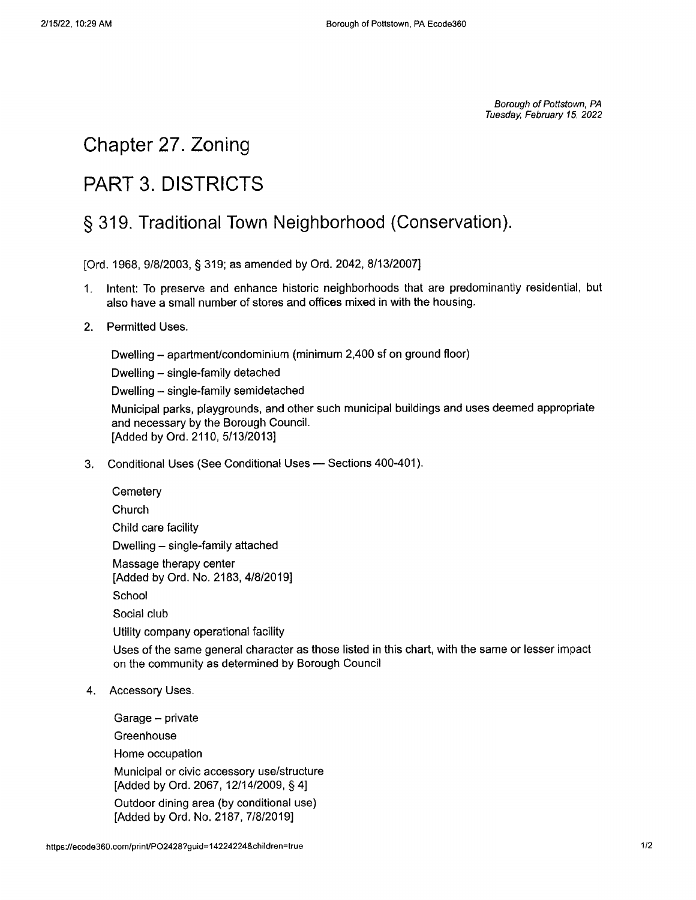Borough of Pottstown, PA
Tuesday, February 15, 2022

# Chapter 27. Zoning

# PART 3. DISTRICTS

## § 319. Traditional Town Neighborhood (Conservation).

[Ord. 1968, 9/8/2003, § 319; as amended by Ord. 2042, 8/13/2007]

1. Intent: To preserve and enhance historic neighborhoods that are predominantly residential, but also have a small number of stores and offices mixed in with the housing.

2. Permitted Uses.

   Dwelling – apartment/condominium (minimum 2,400 sf on ground floor)

   Dwelling – single-family detached

   Dwelling – single-family semidetached

   Municipal parks, playgrounds, and other such municipal buildings and uses deemed appropriate and necessary by the Borough Council.
   [Added by Ord. 2110, 5/13/2013]

3. Conditional Uses (See Conditional Uses — Sections 400-401).

   Cemetery

   Church

   Child care facility

   Dwelling – single-family attached

   Massage therapy center
   [Added by Ord. No. 2183, 4/8/2019]

   School

   Social club

   Utility company operational facility

   Uses of the same general character as those listed in this chart, with the same or lesser impact on the community as determined by Borough Council

4. Accessory Uses.

   Garage – private

   Greenhouse

   Home occupation

   Municipal or civic accessory use/structure
   [Added by Ord. 2067, 12/14/2009, § 4]

   Outdoor dining area (by conditional use)
   [Added by Ord. No. 2187, 7/8/2019]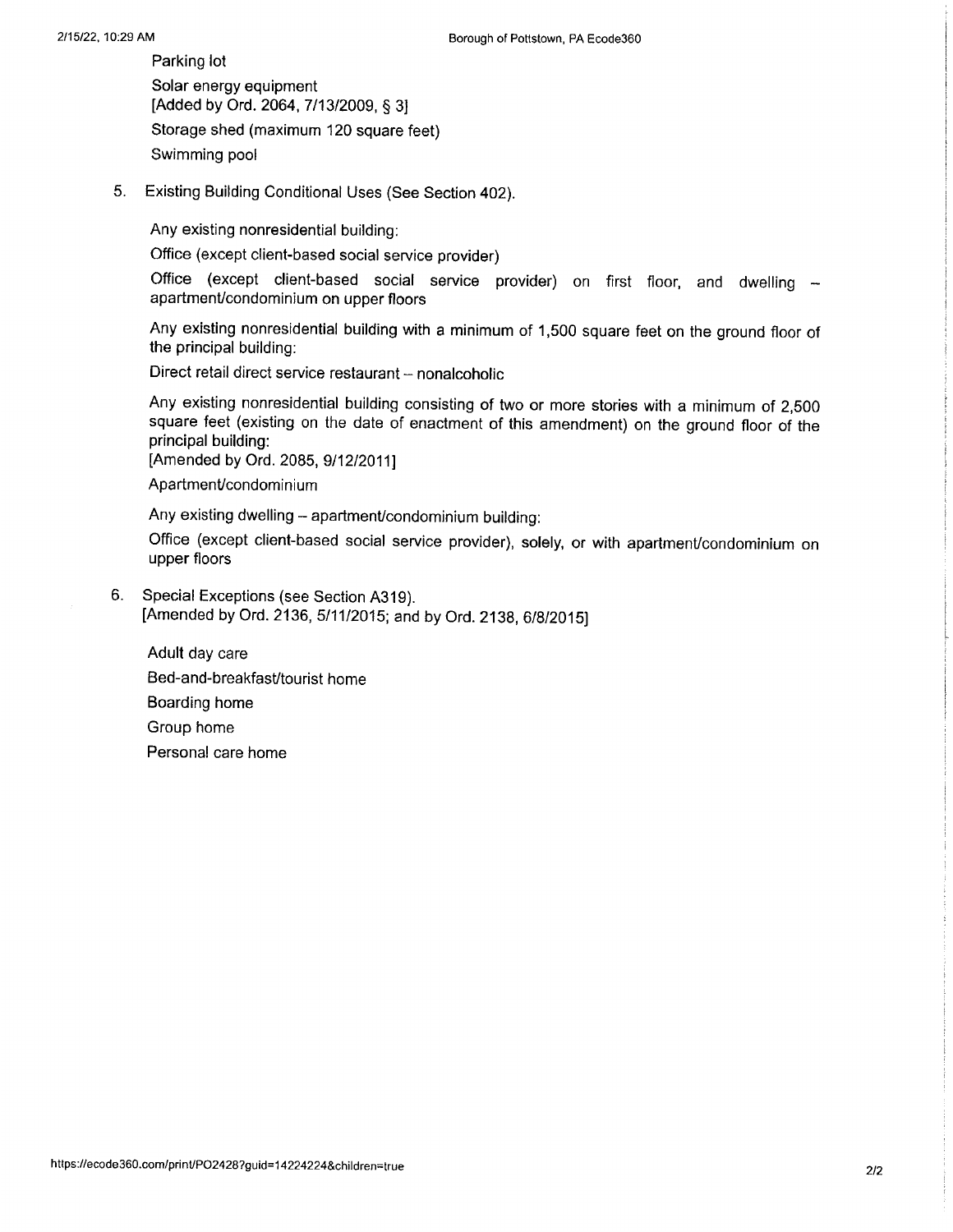Parking lot

Solar energy equipment
[Added by Ord. 2064, 7/13/2009, § 3]

Storage shed (maximum 120 square feet)

Swimming pool

5. Existing Building Conditional Uses (See Section 402).

   Any existing nonresidential building:

   Office (except client-based social service provider)

   Office (except client-based social service provider) on first floor, and dwelling – apartment/condominium on upper floors

   Any existing nonresidential building with a minimum of 1,500 square feet on the ground floor of the principal building:

   Direct retail direct service restaurant – nonalcoholic

   Any existing nonresidential building consisting of two or more stories with a minimum of 2,500 square feet (existing on the date of enactment of this amendment) on the ground floor of the principal building:
   [Amended by Ord. 2085, 9/12/2011]

   Apartment/condominium

   Any existing dwelling – apartment/condominium building:

   Office (except client-based social service provider), solely, or with apartment/condominium on upper floors

6. Special Exceptions (see Section A319).
   [Amended by Ord. 2136, 5/11/2015; and by Ord. 2138, 6/8/2015]

   Adult day care

   Bed-and-breakfast/tourist home

   Boarding home

   Group home

   Personal care home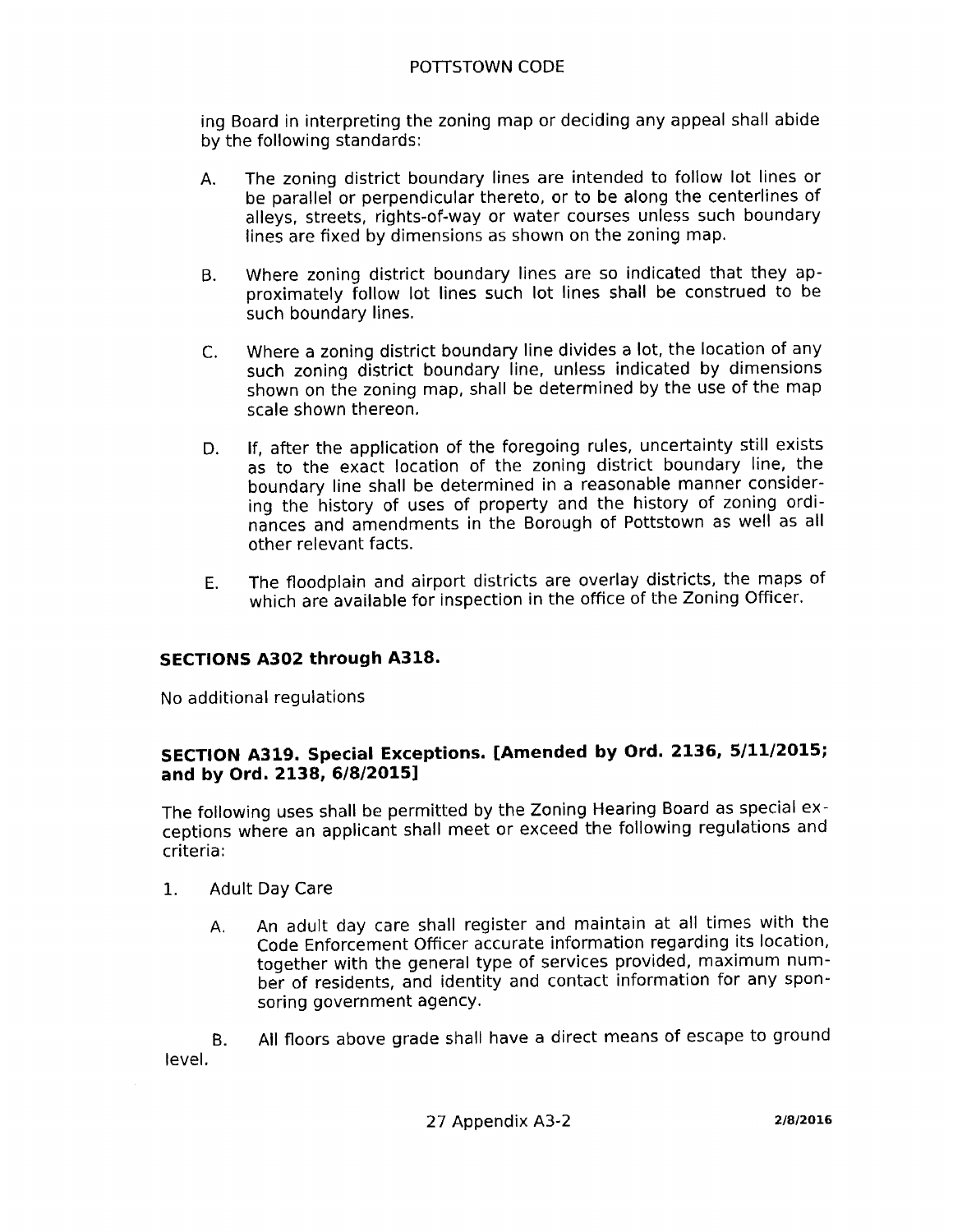ing Board in interpreting the zoning map or deciding any appeal shall abide by the following standards:

A. The zoning district boundary lines are intended to follow lot lines or be parallel or perpendicular thereto, or to be along the centerlines of alleys, streets, rights-of-way or water courses unless such boundary lines are fixed by dimensions as shown on the zoning map.

B. Where zoning district boundary lines are so indicated that they approximately follow lot lines such lot lines shall be construed to be such boundary lines.

C. Where a zoning district boundary line divides a lot, the location of any such zoning district boundary line, unless indicated by dimensions shown on the zoning map, shall be determined by the use of the map scale shown thereon.

D. If, after the application of the foregoing rules, uncertainty still exists as to the exact location of the zoning district boundary line, the boundary line shall be determined in a reasonable manner considering the history of uses of property and the history of zoning ordinances and amendments in the Borough of Pottstown as well as all other relevant facts.

E. The floodplain and airport districts are overlay districts, the maps of which are available for inspection in the office of the Zoning Officer.

### SECTIONS A302 through A318.

No additional regulations

### SECTION A319. Special Exceptions. [Amended by Ord. 2136, 5/11/2015; and by Ord. 2138, 6/8/2015]

The following uses shall be permitted by the Zoning Hearing Board as special exceptions where an applicant shall meet or exceed the following regulations and criteria:

1. Adult Day Care

   A. An adult day care shall register and maintain at all times with the Code Enforcement Officer accurate information regarding its location, together with the general type of services provided, maximum number of residents, and identity and contact information for any sponsoring government agency.

   B. All floors above grade shall have a direct means of escape to ground level.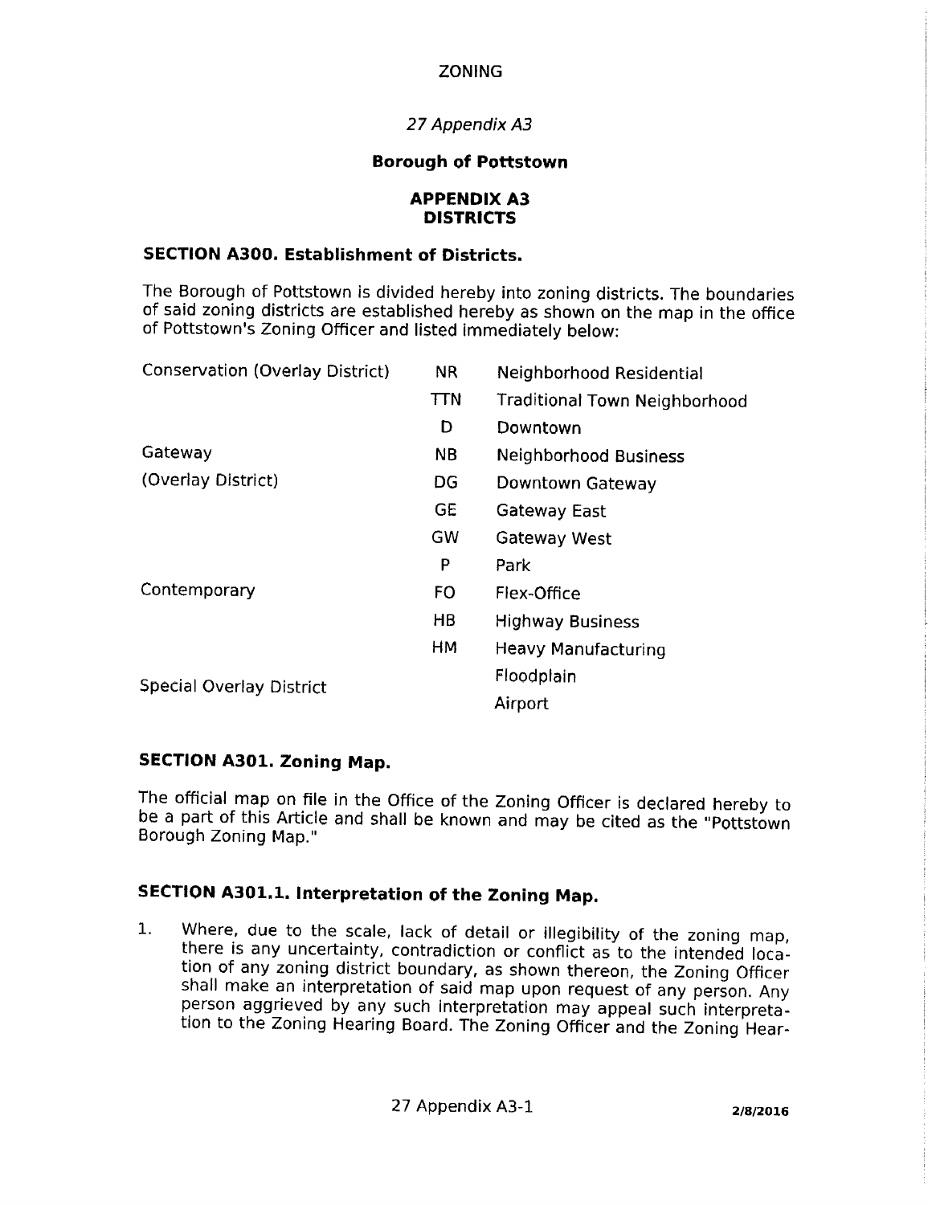ZONING

*27 Appendix A3*

**Borough of Pottstown**

## APPENDIX A3
## DISTRICTS

### SECTION A300. Establishment of Districts.

The Borough of Pottstown is divided hereby into zoning districts. The boundaries of said zoning districts are established hereby as shown on the map in the office of Pottstown's Zoning Officer and listed immediately below:

| | | |
|---|---|---|
| Conservation (Overlay District) | NR | Neighborhood Residential |
| | TTN | Traditional Town Neighborhood |
| | D | Downtown |
| Gateway | NB | Neighborhood Business |
| (Overlay District) | DG | Downtown Gateway |
| | GE | Gateway East |
| | GW | Gateway West |
| | P | Park |
| Contemporary | FO | Flex-Office |
| | HB | Highway Business |
| | HM | Heavy Manufacturing |
| Special Overlay District | | Floodplain |
| | | Airport |

### SECTION A301. Zoning Map.

The official map on file in the Office of the Zoning Officer is declared hereby to be a part of this Article and shall be known and may be cited as the "Pottstown Borough Zoning Map."

### SECTION A301.1. Interpretation of the Zoning Map.

1. Where, due to the scale, lack of detail or illegibility of the zoning map, there is any uncertainty, contradiction or conflict as to the intended location of any zoning district boundary, as shown thereon, the Zoning Officer shall make an interpretation of said map upon request of any person. Any person aggrieved by any such interpretation may appeal such interpretation to the Zoning Hearing Board. The Zoning Officer and the Zoning Hear-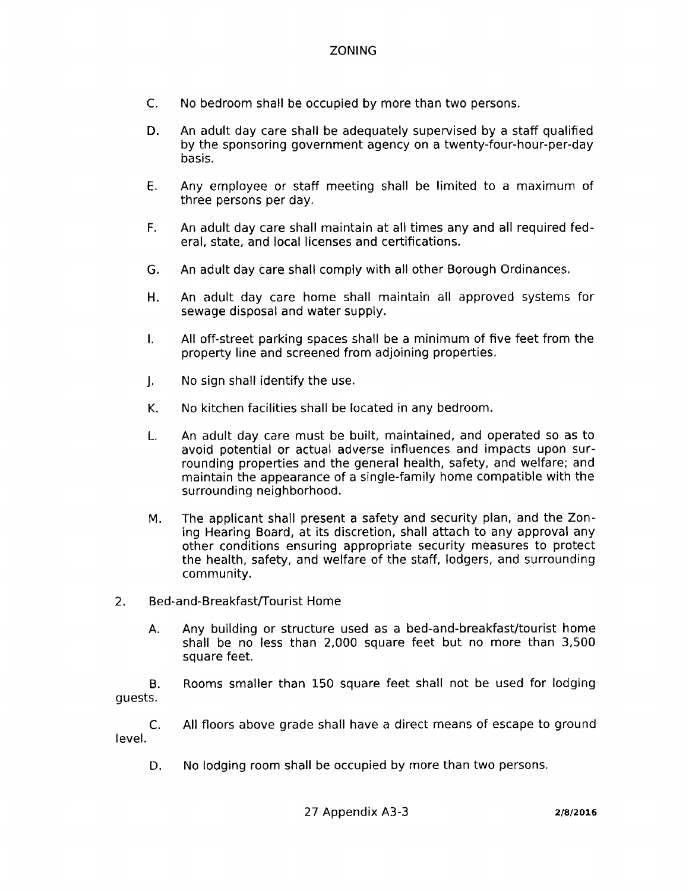C. No bedroom shall be occupied by more than two persons.

D. An adult day care shall be adequately supervised by a staff qualified by the sponsoring government agency on a twenty-four-hour-per-day basis.

E. Any employee or staff meeting shall be limited to a maximum of three persons per day.

F. An adult day care shall maintain at all times any and all required federal, state, and local licenses and certifications.

G. An adult day care shall comply with all other Borough Ordinances.

H. An adult day care home shall maintain all approved systems for sewage disposal and water supply.

I. All off-street parking spaces shall be a minimum of five feet from the property line and screened from adjoining properties.

J. No sign shall identify the use.

K. No kitchen facilities shall be located in any bedroom.

L. An adult day care must be built, maintained, and operated so as to avoid potential or actual adverse influences and impacts upon surrounding properties and the general health, safety, and welfare; and maintain the appearance of a single-family home compatible with the surrounding neighborhood.

M. The applicant shall present a safety and security plan, and the Zoning Hearing Board, at its discretion, shall attach to any approval any other conditions ensuring appropriate security measures to protect the health, safety, and welfare of the staff, lodgers, and surrounding community.

2. Bed-and-Breakfast/Tourist Home

A. Any building or structure used as a bed-and-breakfast/tourist home shall be no less than 2,000 square feet but no more than 3,500 square feet.

B. Rooms smaller than 150 square feet shall not be used for lodging guests.

C. All floors above grade shall have a direct means of escape to ground level.

D. No lodging room shall be occupied by more than two persons.